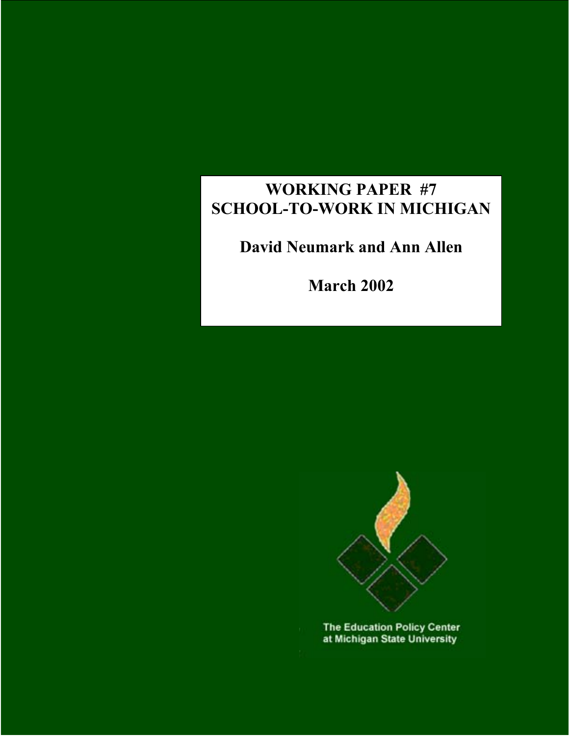# WORKING PAPER #7
# SCHOOL-TO-WORK IN MICHIGAN

**David Neumark and Ann Allen**

**March 2002**

The Education Policy Center
at Michigan State University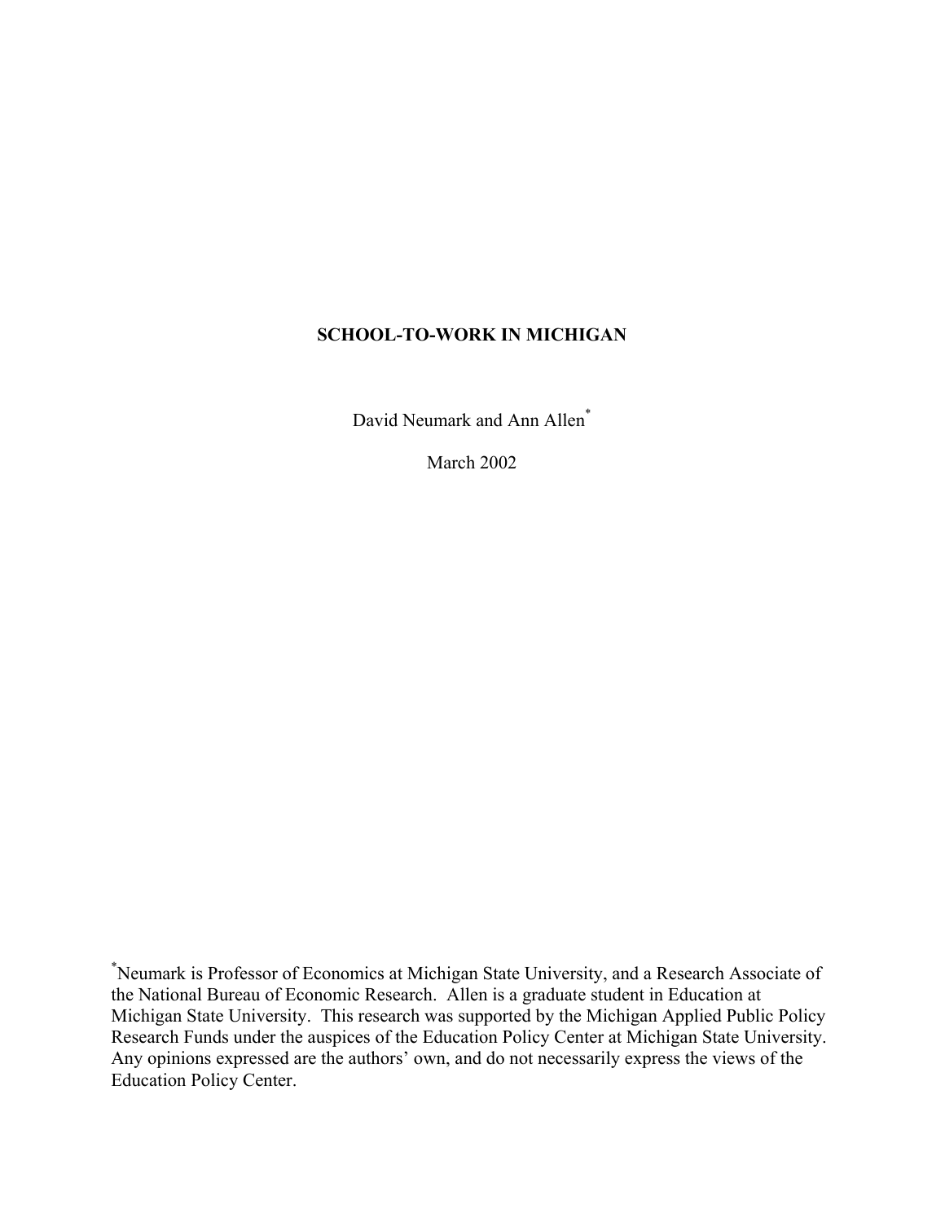**SCHOOL-TO-WORK IN MICHIGAN**

David Neumark and Ann Allen*

March 2002

*Neumark is Professor of Economics at Michigan State University, and a Research Associate of the National Bureau of Economic Research. Allen is a graduate student in Education at Michigan State University. This research was supported by the Michigan Applied Public Policy Research Funds under the auspices of the Education Policy Center at Michigan State University. Any opinions expressed are the authors' own, and do not necessarily express the views of the Education Policy Center.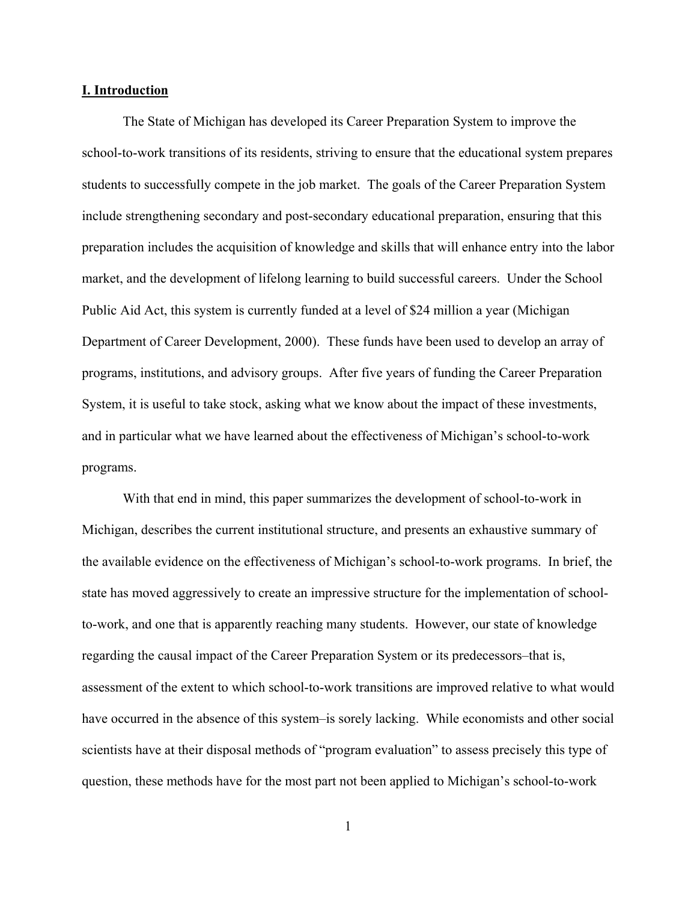## I. Introduction

The State of Michigan has developed its Career Preparation System to improve the school-to-work transitions of its residents, striving to ensure that the educational system prepares students to successfully compete in the job market. The goals of the Career Preparation System include strengthening secondary and post-secondary educational preparation, ensuring that this preparation includes the acquisition of knowledge and skills that will enhance entry into the labor market, and the development of lifelong learning to build successful careers. Under the School Public Aid Act, this system is currently funded at a level of $24 million a year (Michigan Department of Career Development, 2000). These funds have been used to develop an array of programs, institutions, and advisory groups. After five years of funding the Career Preparation System, it is useful to take stock, asking what we know about the impact of these investments, and in particular what we have learned about the effectiveness of Michigan's school-to-work programs.

With that end in mind, this paper summarizes the development of school-to-work in Michigan, describes the current institutional structure, and presents an exhaustive summary of the available evidence on the effectiveness of Michigan's school-to-work programs. In brief, the state has moved aggressively to create an impressive structure for the implementation of school-to-work, and one that is apparently reaching many students. However, our state of knowledge regarding the causal impact of the Career Preparation System or its predecessors–that is, assessment of the extent to which school-to-work transitions are improved relative to what would have occurred in the absence of this system–is sorely lacking. While economists and other social scientists have at their disposal methods of "program evaluation" to assess precisely this type of question, these methods have for the most part not been applied to Michigan's school-to-work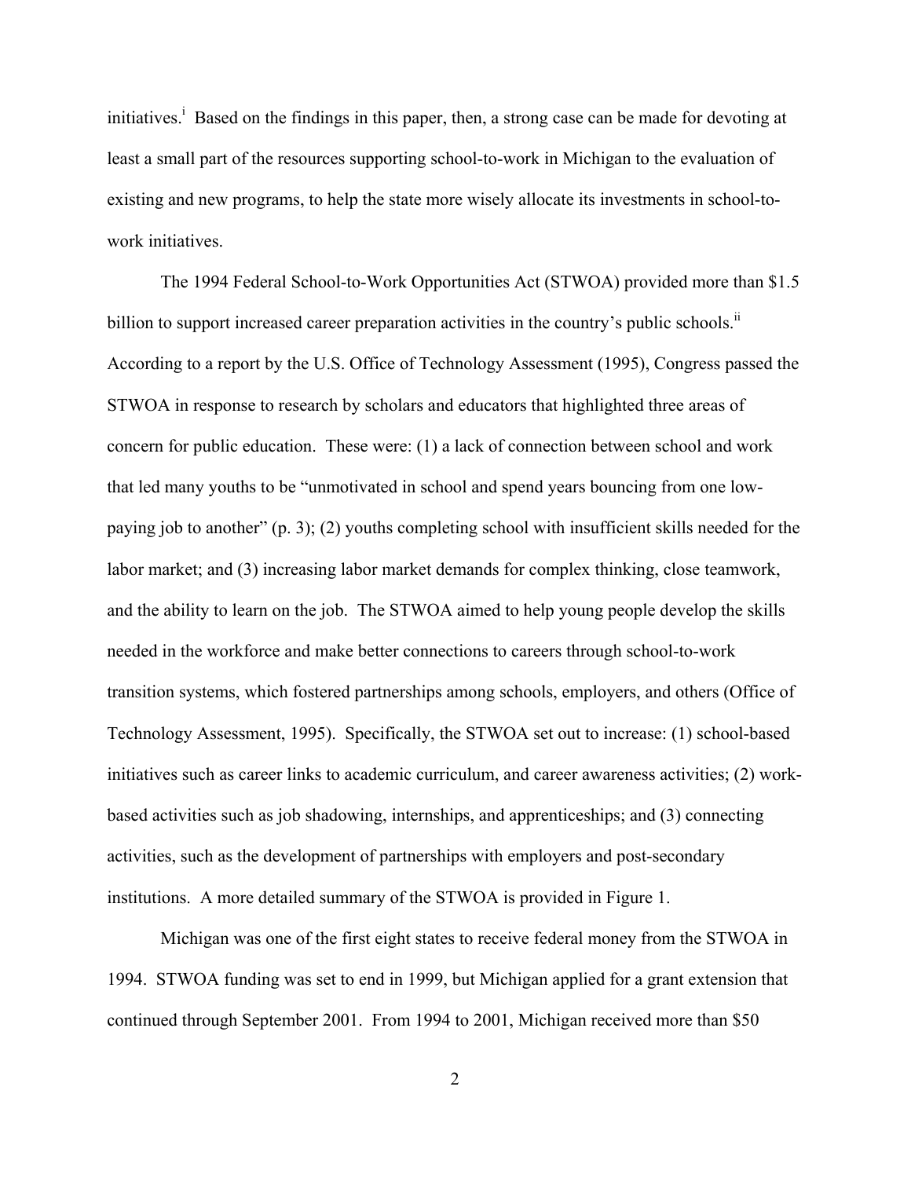initiatives.[i] Based on the findings in this paper, then, a strong case can be made for devoting at least a small part of the resources supporting school-to-work in Michigan to the evaluation of existing and new programs, to help the state more wisely allocate its investments in school-to-work initiatives.

The 1994 Federal School-to-Work Opportunities Act (STWOA) provided more than $1.5 billion to support increased career preparation activities in the country's public schools.[ii] According to a report by the U.S. Office of Technology Assessment (1995), Congress passed the STWOA in response to research by scholars and educators that highlighted three areas of concern for public education. These were: (1) a lack of connection between school and work that led many youths to be "unmotivated in school and spend years bouncing from one low-paying job to another" (p. 3); (2) youths completing school with insufficient skills needed for the labor market; and (3) increasing labor market demands for complex thinking, close teamwork, and the ability to learn on the job. The STWOA aimed to help young people develop the skills needed in the workforce and make better connections to careers through school-to-work transition systems, which fostered partnerships among schools, employers, and others (Office of Technology Assessment, 1995). Specifically, the STWOA set out to increase: (1) school-based initiatives such as career links to academic curriculum, and career awareness activities; (2) work-based activities such as job shadowing, internships, and apprenticeships; and (3) connecting activities, such as the development of partnerships with employers and post-secondary institutions. A more detailed summary of the STWOA is provided in Figure 1.

Michigan was one of the first eight states to receive federal money from the STWOA in 1994. STWOA funding was set to end in 1999, but Michigan applied for a grant extension that continued through September 2001. From 1994 to 2001, Michigan received more than $50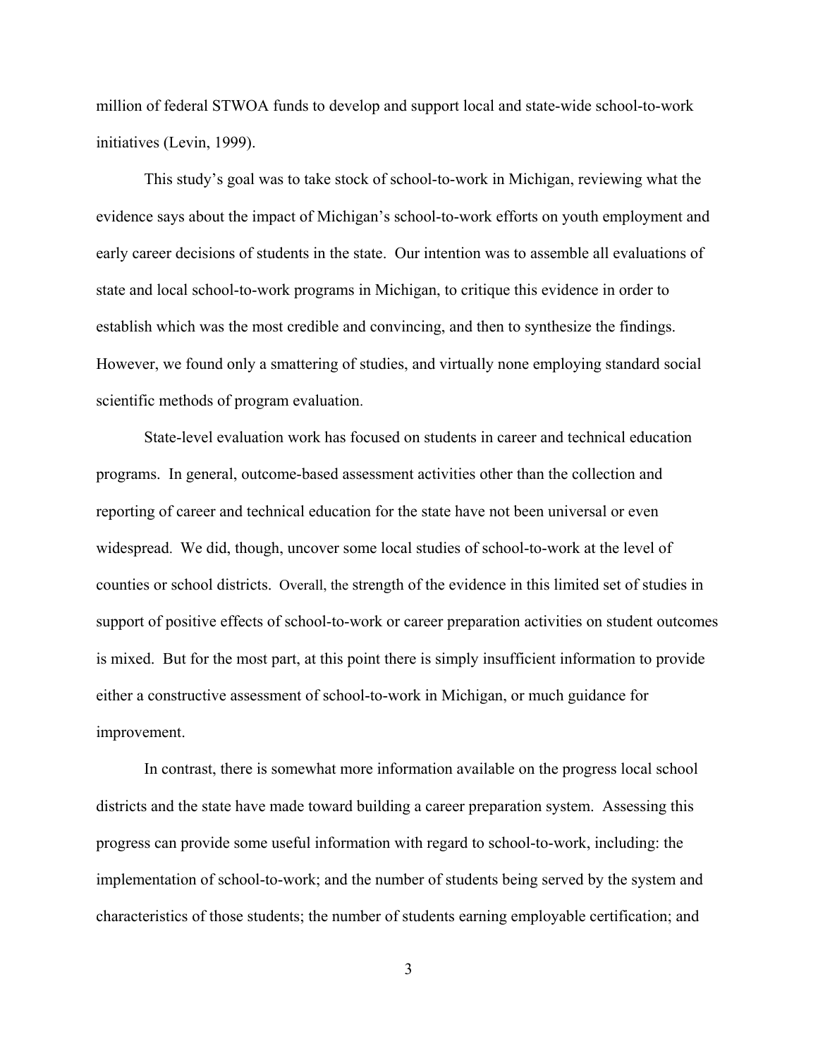million of federal STWOA funds to develop and support local and state-wide school-to-work initiatives (Levin, 1999).

This study's goal was to take stock of school-to-work in Michigan, reviewing what the evidence says about the impact of Michigan's school-to-work efforts on youth employment and early career decisions of students in the state. Our intention was to assemble all evaluations of state and local school-to-work programs in Michigan, to critique this evidence in order to establish which was the most credible and convincing, and then to synthesize the findings. However, we found only a smattering of studies, and virtually none employing standard social scientific methods of program evaluation.

State-level evaluation work has focused on students in career and technical education programs. In general, outcome-based assessment activities other than the collection and reporting of career and technical education for the state have not been universal or even widespread. We did, though, uncover some local studies of school-to-work at the level of counties or school districts. Overall, the strength of the evidence in this limited set of studies in support of positive effects of school-to-work or career preparation activities on student outcomes is mixed. But for the most part, at this point there is simply insufficient information to provide either a constructive assessment of school-to-work in Michigan, or much guidance for improvement.

In contrast, there is somewhat more information available on the progress local school districts and the state have made toward building a career preparation system. Assessing this progress can provide some useful information with regard to school-to-work, including: the implementation of school-to-work; and the number of students being served by the system and characteristics of those students; the number of students earning employable certification; and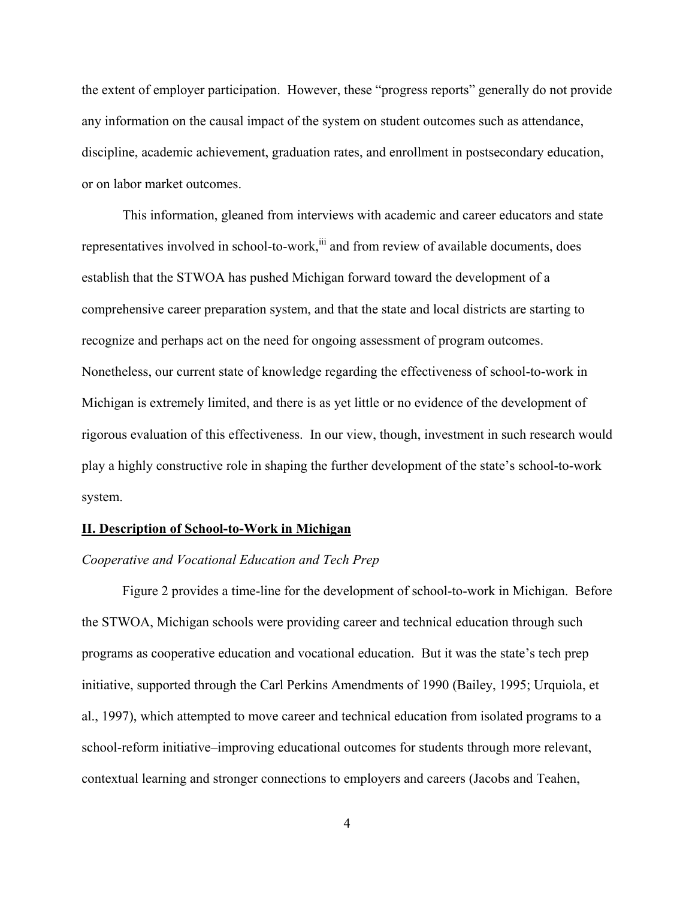the extent of employer participation. However, these "progress reports" generally do not provide any information on the causal impact of the system on student outcomes such as attendance, discipline, academic achievement, graduation rates, and enrollment in postsecondary education, or on labor market outcomes.

This information, gleaned from interviews with academic and career educators and state representatives involved in school-to-work,[iii] and from review of available documents, does establish that the STWOA has pushed Michigan forward toward the development of a comprehensive career preparation system, and that the state and local districts are starting to recognize and perhaps act on the need for ongoing assessment of program outcomes. Nonetheless, our current state of knowledge regarding the effectiveness of school-to-work in Michigan is extremely limited, and there is as yet little or no evidence of the development of rigorous evaluation of this effectiveness. In our view, though, investment in such research would play a highly constructive role in shaping the further development of the state's school-to-work system.

## II. Description of School-to-Work in Michigan

### *Cooperative and Vocational Education and Tech Prep*

Figure 2 provides a time-line for the development of school-to-work in Michigan. Before the STWOA, Michigan schools were providing career and technical education through such programs as cooperative education and vocational education. But it was the state's tech prep initiative, supported through the Carl Perkins Amendments of 1990 (Bailey, 1995; Urquiola, et al., 1997), which attempted to move career and technical education from isolated programs to a school-reform initiative–improving educational outcomes for students through more relevant, contextual learning and stronger connections to employers and careers (Jacobs and Teahen,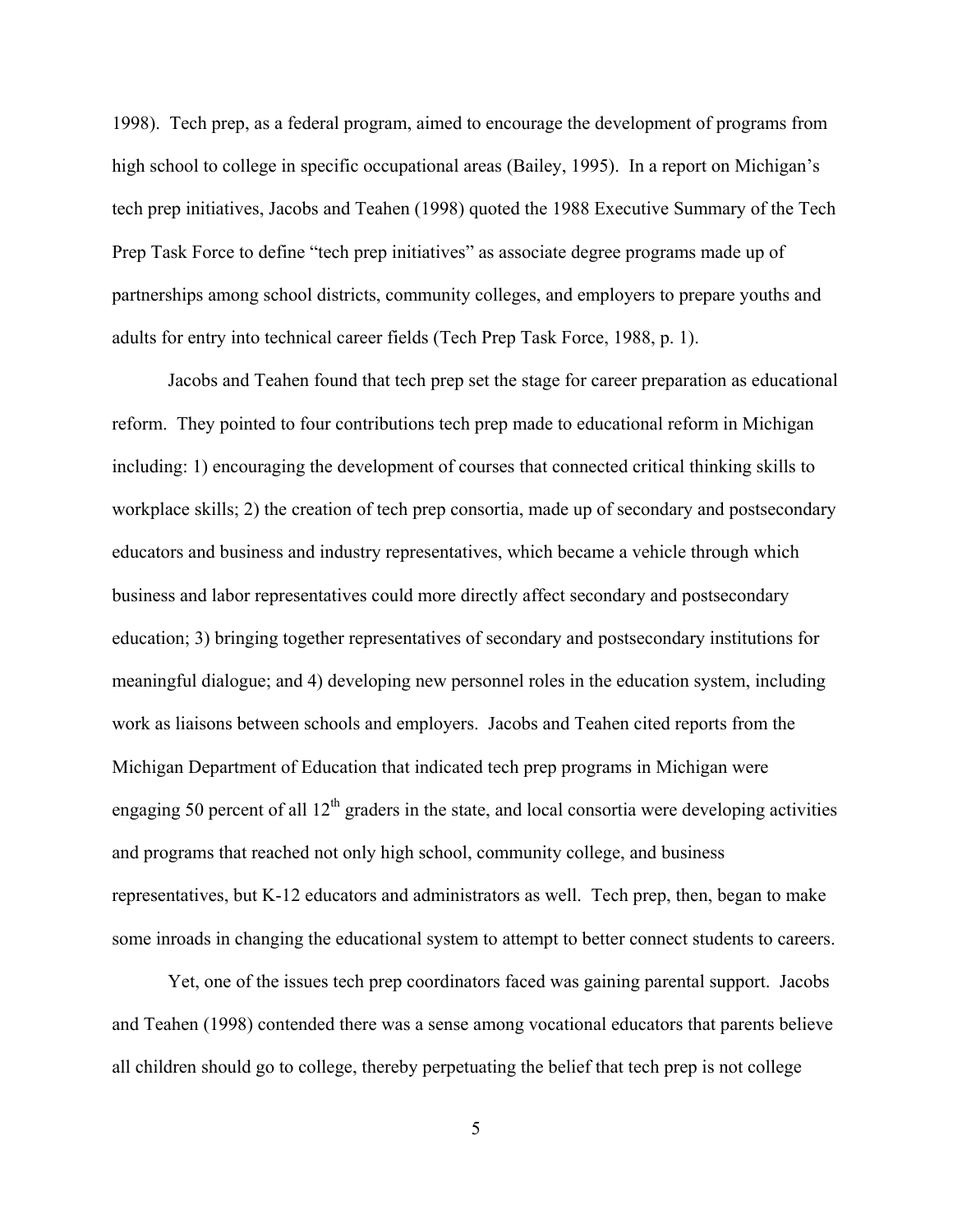1998). Tech prep, as a federal program, aimed to encourage the development of programs from high school to college in specific occupational areas (Bailey, 1995). In a report on Michigan's tech prep initiatives, Jacobs and Teahen (1998) quoted the 1988 Executive Summary of the Tech Prep Task Force to define "tech prep initiatives" as associate degree programs made up of partnerships among school districts, community colleges, and employers to prepare youths and adults for entry into technical career fields (Tech Prep Task Force, 1988, p. 1).

Jacobs and Teahen found that tech prep set the stage for career preparation as educational reform. They pointed to four contributions tech prep made to educational reform in Michigan including: 1) encouraging the development of courses that connected critical thinking skills to workplace skills; 2) the creation of tech prep consortia, made up of secondary and postsecondary educators and business and industry representatives, which became a vehicle through which business and labor representatives could more directly affect secondary and postsecondary education; 3) bringing together representatives of secondary and postsecondary institutions for meaningful dialogue; and 4) developing new personnel roles in the education system, including work as liaisons between schools and employers. Jacobs and Teahen cited reports from the Michigan Department of Education that indicated tech prep programs in Michigan were engaging 50 percent of all 12th graders in the state, and local consortia were developing activities and programs that reached not only high school, community college, and business representatives, but K-12 educators and administrators as well. Tech prep, then, began to make some inroads in changing the educational system to attempt to better connect students to careers.

Yet, one of the issues tech prep coordinators faced was gaining parental support. Jacobs and Teahen (1998) contended there was a sense among vocational educators that parents believe all children should go to college, thereby perpetuating the belief that tech prep is not college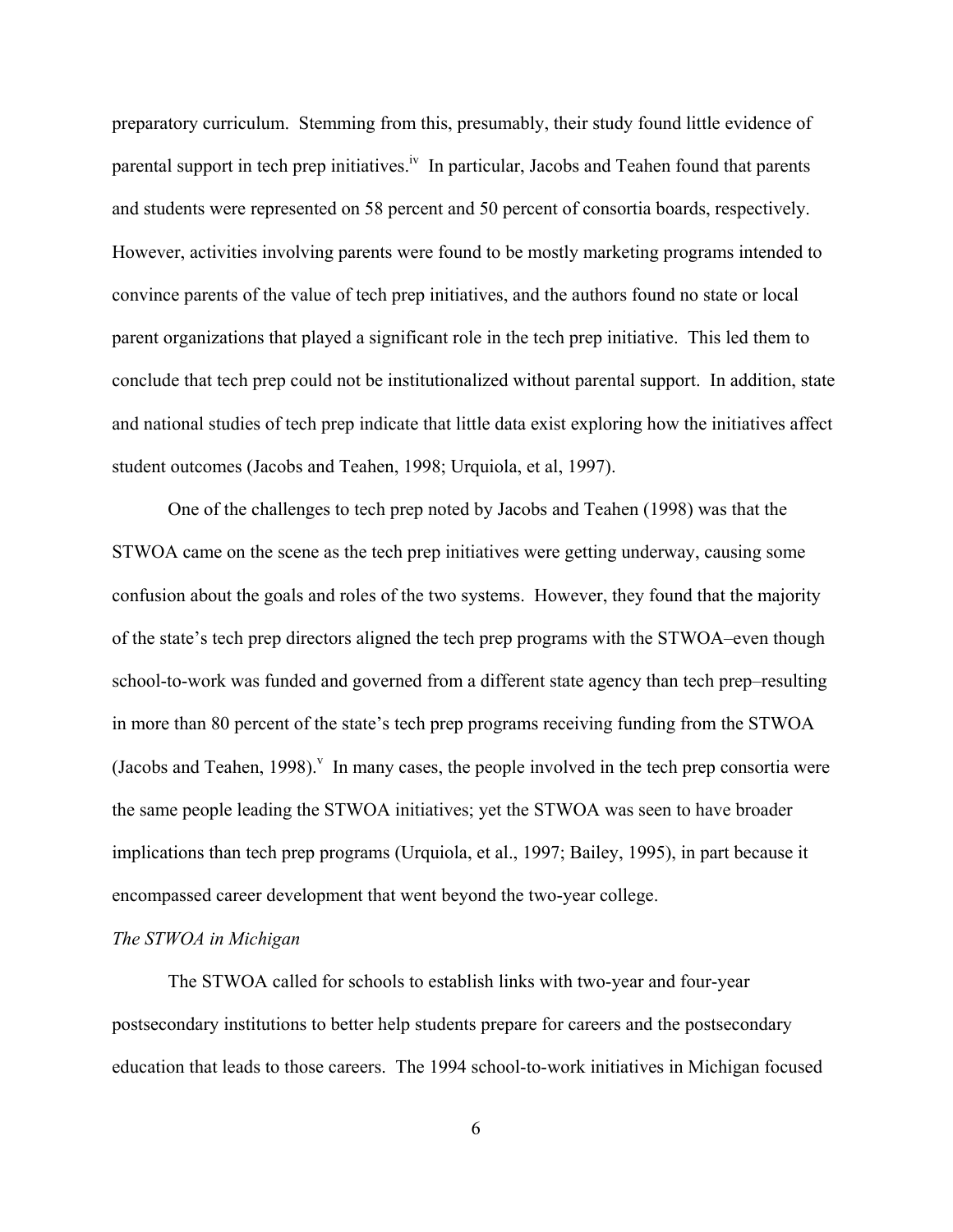preparatory curriculum. Stemming from this, presumably, their study found little evidence of parental support in tech prep initiatives.[iv] In particular, Jacobs and Teahen found that parents and students were represented on 58 percent and 50 percent of consortia boards, respectively. However, activities involving parents were found to be mostly marketing programs intended to convince parents of the value of tech prep initiatives, and the authors found no state or local parent organizations that played a significant role in the tech prep initiative. This led them to conclude that tech prep could not be institutionalized without parental support. In addition, state and national studies of tech prep indicate that little data exist exploring how the initiatives affect student outcomes (Jacobs and Teahen, 1998; Urquiola, et al, 1997).

One of the challenges to tech prep noted by Jacobs and Teahen (1998) was that the STWOA came on the scene as the tech prep initiatives were getting underway, causing some confusion about the goals and roles of the two systems. However, they found that the majority of the state's tech prep directors aligned the tech prep programs with the STWOA–even though school-to-work was funded and governed from a different state agency than tech prep–resulting in more than 80 percent of the state's tech prep programs receiving funding from the STWOA (Jacobs and Teahen, 1998).[v] In many cases, the people involved in the tech prep consortia were the same people leading the STWOA initiatives; yet the STWOA was seen to have broader implications than tech prep programs (Urquiola, et al., 1997; Bailey, 1995), in part because it encompassed career development that went beyond the two-year college.

*The STWOA in Michigan*

The STWOA called for schools to establish links with two-year and four-year postsecondary institutions to better help students prepare for careers and the postsecondary education that leads to those careers. The 1994 school-to-work initiatives in Michigan focused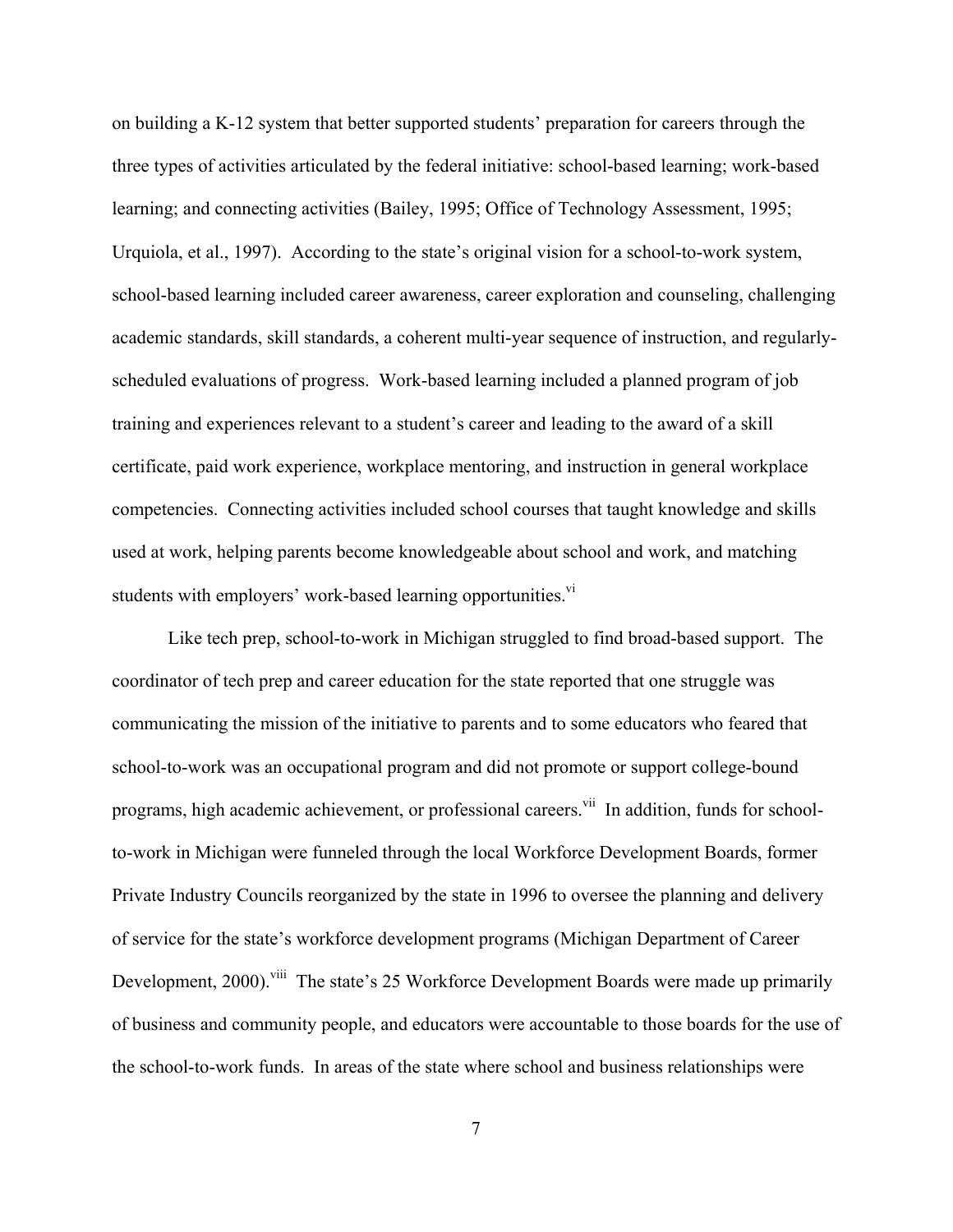on building a K-12 system that better supported students' preparation for careers through the three types of activities articulated by the federal initiative: school-based learning; work-based learning; and connecting activities (Bailey, 1995; Office of Technology Assessment, 1995; Urquiola, et al., 1997). According to the state's original vision for a school-to-work system, school-based learning included career awareness, career exploration and counseling, challenging academic standards, skill standards, a coherent multi-year sequence of instruction, and regularly-scheduled evaluations of progress. Work-based learning included a planned program of job training and experiences relevant to a student's career and leading to the award of a skill certificate, paid work experience, workplace mentoring, and instruction in general workplace competencies. Connecting activities included school courses that taught knowledge and skills used at work, helping parents become knowledgeable about school and work, and matching students with employers' work-based learning opportunities.[vi]

Like tech prep, school-to-work in Michigan struggled to find broad-based support. The coordinator of tech prep and career education for the state reported that one struggle was communicating the mission of the initiative to parents and to some educators who feared that school-to-work was an occupational program and did not promote or support college-bound programs, high academic achievement, or professional careers.[vii] In addition, funds for school-to-work in Michigan were funneled through the local Workforce Development Boards, former Private Industry Councils reorganized by the state in 1996 to oversee the planning and delivery of service for the state's workforce development programs (Michigan Department of Career Development, 2000).[viii] The state's 25 Workforce Development Boards were made up primarily of business and community people, and educators were accountable to those boards for the use of the school-to-work funds. In areas of the state where school and business relationships were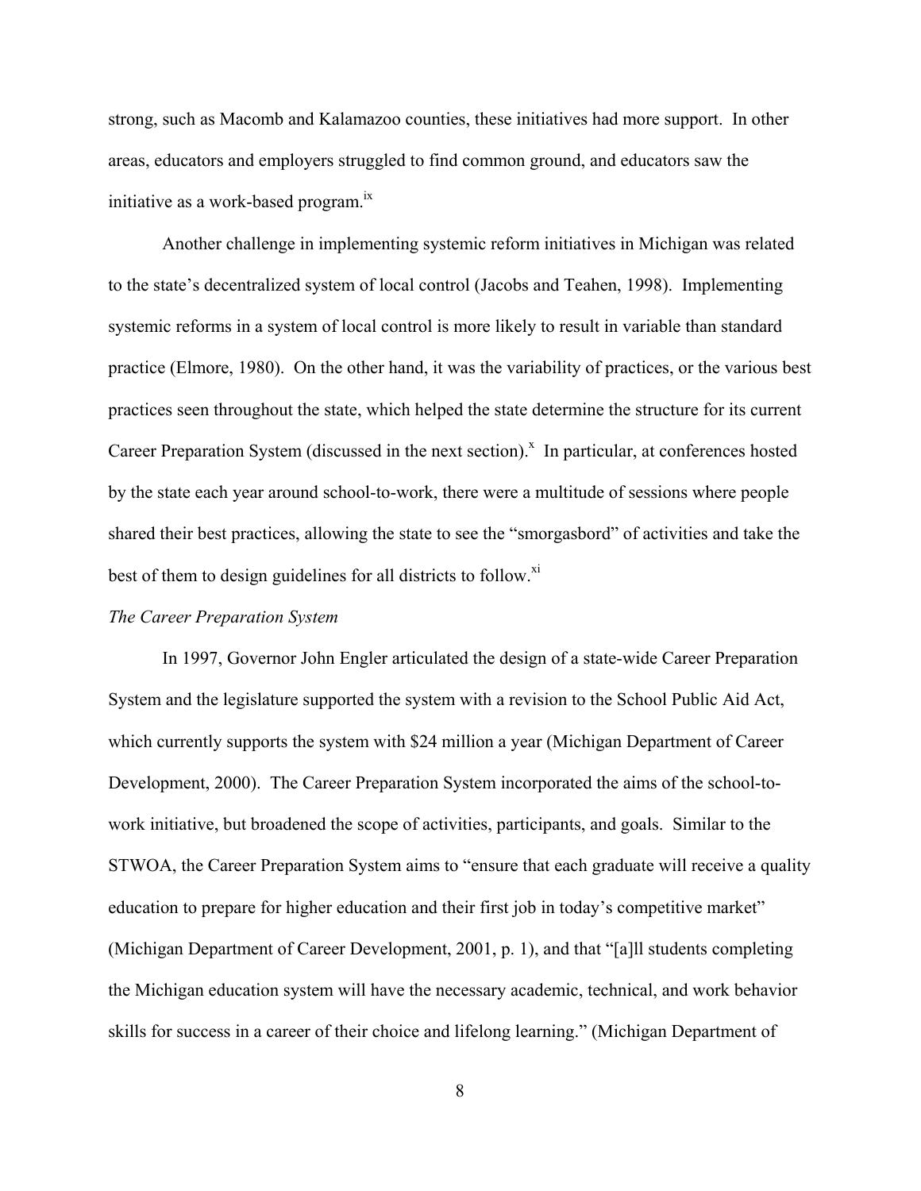strong, such as Macomb and Kalamazoo counties, these initiatives had more support. In other areas, educators and employers struggled to find common ground, and educators saw the initiative as a work-based program.[ix]

Another challenge in implementing systemic reform initiatives in Michigan was related to the state's decentralized system of local control (Jacobs and Teahen, 1998). Implementing systemic reforms in a system of local control is more likely to result in variable than standard practice (Elmore, 1980). On the other hand, it was the variability of practices, or the various best practices seen throughout the state, which helped the state determine the structure for its current Career Preparation System (discussed in the next section).[x] In particular, at conferences hosted by the state each year around school-to-work, there were a multitude of sessions where people shared their best practices, allowing the state to see the "smorgasbord" of activities and take the best of them to design guidelines for all districts to follow.[xi]

*The Career Preparation System*

In 1997, Governor John Engler articulated the design of a state-wide Career Preparation System and the legislature supported the system with a revision to the School Public Aid Act, which currently supports the system with $24 million a year (Michigan Department of Career Development, 2000). The Career Preparation System incorporated the aims of the school-to-work initiative, but broadened the scope of activities, participants, and goals. Similar to the STWOA, the Career Preparation System aims to "ensure that each graduate will receive a quality education to prepare for higher education and their first job in today's competitive market" (Michigan Department of Career Development, 2001, p. 1), and that "[a]ll students completing the Michigan education system will have the necessary academic, technical, and work behavior skills for success in a career of their choice and lifelong learning." (Michigan Department of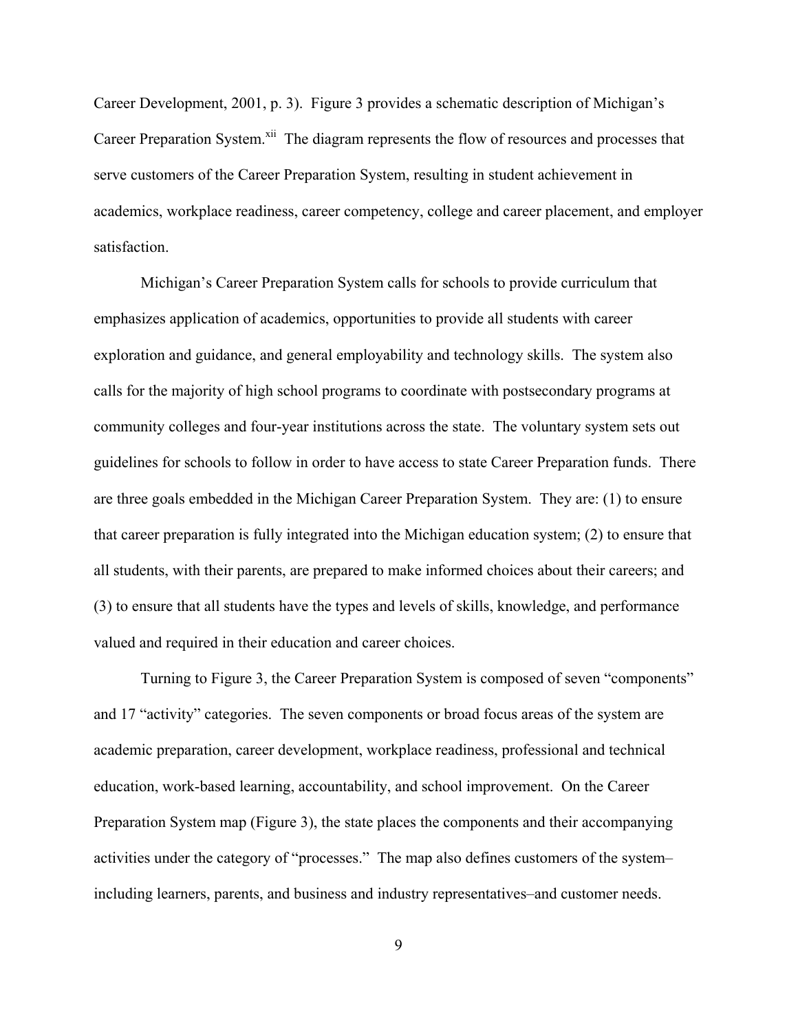Career Development, 2001, p. 3). Figure 3 provides a schematic description of Michigan's Career Preparation System.[xii] The diagram represents the flow of resources and processes that serve customers of the Career Preparation System, resulting in student achievement in academics, workplace readiness, career competency, college and career placement, and employer satisfaction.

Michigan's Career Preparation System calls for schools to provide curriculum that emphasizes application of academics, opportunities to provide all students with career exploration and guidance, and general employability and technology skills. The system also calls for the majority of high school programs to coordinate with postsecondary programs at community colleges and four-year institutions across the state. The voluntary system sets out guidelines for schools to follow in order to have access to state Career Preparation funds. There are three goals embedded in the Michigan Career Preparation System. They are: (1) to ensure that career preparation is fully integrated into the Michigan education system; (2) to ensure that all students, with their parents, are prepared to make informed choices about their careers; and (3) to ensure that all students have the types and levels of skills, knowledge, and performance valued and required in their education and career choices.

Turning to Figure 3, the Career Preparation System is composed of seven "components" and 17 "activity" categories. The seven components or broad focus areas of the system are academic preparation, career development, workplace readiness, professional and technical education, work-based learning, accountability, and school improvement. On the Career Preparation System map (Figure 3), the state places the components and their accompanying activities under the category of "processes." The map also defines customers of the system–including learners, parents, and business and industry representatives–and customer needs.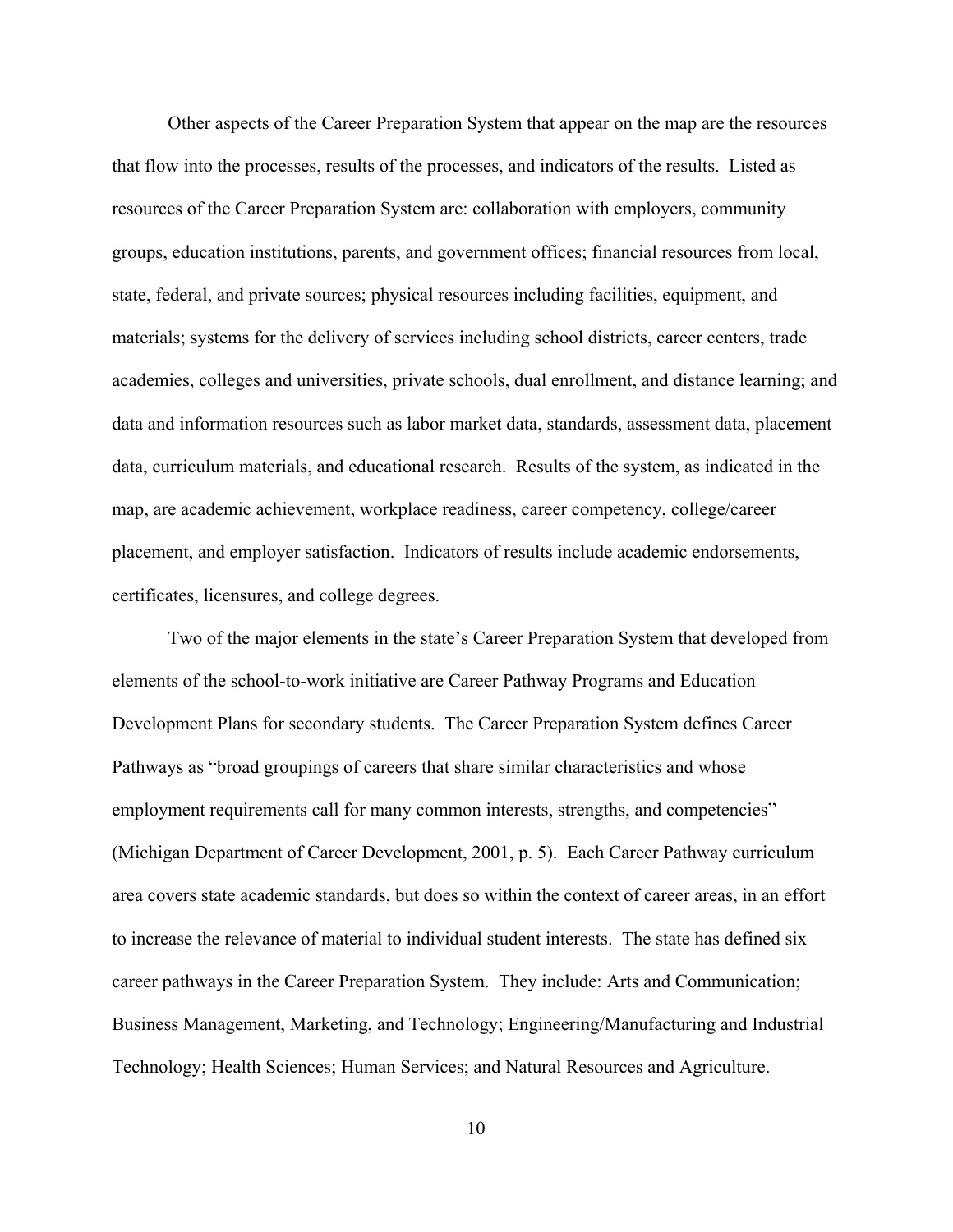Other aspects of the Career Preparation System that appear on the map are the resources that flow into the processes, results of the processes, and indicators of the results. Listed as resources of the Career Preparation System are: collaboration with employers, community groups, education institutions, parents, and government offices; financial resources from local, state, federal, and private sources; physical resources including facilities, equipment, and materials; systems for the delivery of services including school districts, career centers, trade academies, colleges and universities, private schools, dual enrollment, and distance learning; and data and information resources such as labor market data, standards, assessment data, placement data, curriculum materials, and educational research. Results of the system, as indicated in the map, are academic achievement, workplace readiness, career competency, college/career placement, and employer satisfaction. Indicators of results include academic endorsements, certificates, licensures, and college degrees.

Two of the major elements in the state's Career Preparation System that developed from elements of the school-to-work initiative are Career Pathway Programs and Education Development Plans for secondary students. The Career Preparation System defines Career Pathways as "broad groupings of careers that share similar characteristics and whose employment requirements call for many common interests, strengths, and competencies" (Michigan Department of Career Development, 2001, p. 5). Each Career Pathway curriculum area covers state academic standards, but does so within the context of career areas, in an effort to increase the relevance of material to individual student interests. The state has defined six career pathways in the Career Preparation System. They include: Arts and Communication; Business Management, Marketing, and Technology; Engineering/Manufacturing and Industrial Technology; Health Sciences; Human Services; and Natural Resources and Agriculture.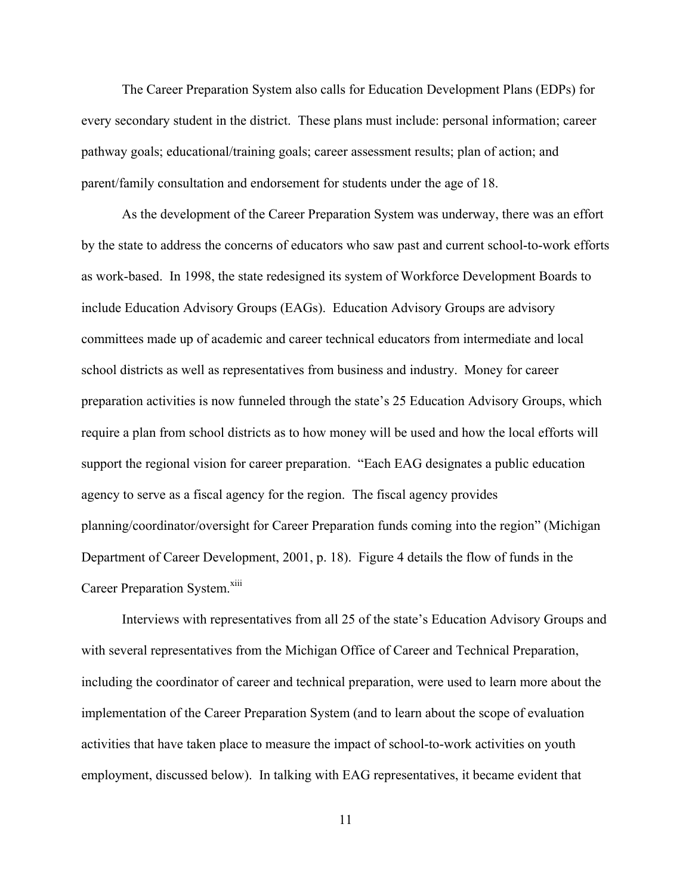The Career Preparation System also calls for Education Development Plans (EDPs) for every secondary student in the district. These plans must include: personal information; career pathway goals; educational/training goals; career assessment results; plan of action; and parent/family consultation and endorsement for students under the age of 18.

As the development of the Career Preparation System was underway, there was an effort by the state to address the concerns of educators who saw past and current school-to-work efforts as work-based. In 1998, the state redesigned its system of Workforce Development Boards to include Education Advisory Groups (EAGs). Education Advisory Groups are advisory committees made up of academic and career technical educators from intermediate and local school districts as well as representatives from business and industry. Money for career preparation activities is now funneled through the state's 25 Education Advisory Groups, which require a plan from school districts as to how money will be used and how the local efforts will support the regional vision for career preparation. "Each EAG designates a public education agency to serve as a fiscal agency for the region. The fiscal agency provides planning/coordinator/oversight for Career Preparation funds coming into the region" (Michigan Department of Career Development, 2001, p. 18). Figure 4 details the flow of funds in the Career Preparation System.[xiii]

Interviews with representatives from all 25 of the state's Education Advisory Groups and with several representatives from the Michigan Office of Career and Technical Preparation, including the coordinator of career and technical preparation, were used to learn more about the implementation of the Career Preparation System (and to learn about the scope of evaluation activities that have taken place to measure the impact of school-to-work activities on youth employment, discussed below). In talking with EAG representatives, it became evident that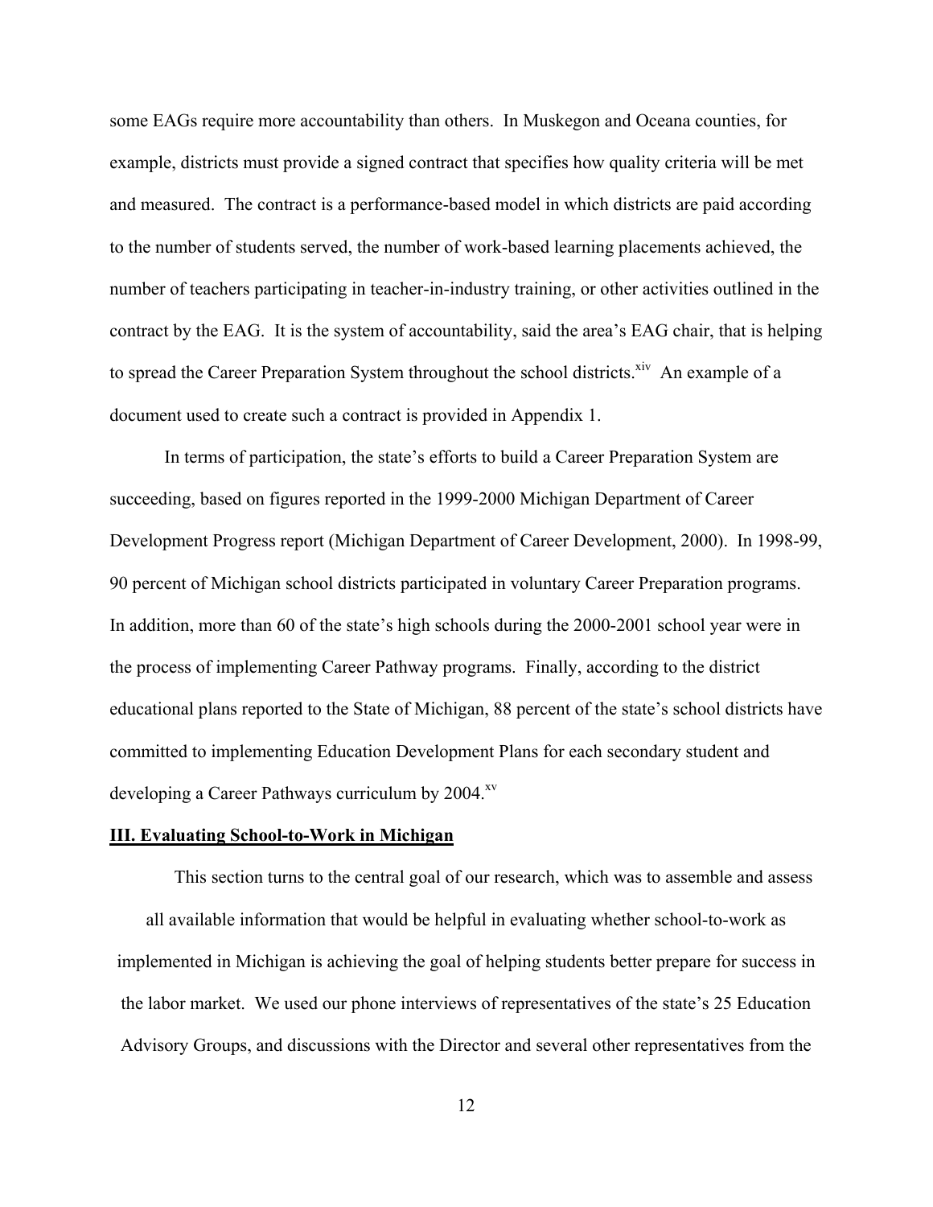some EAGs require more accountability than others. In Muskegon and Oceana counties, for example, districts must provide a signed contract that specifies how quality criteria will be met and measured. The contract is a performance-based model in which districts are paid according to the number of students served, the number of work-based learning placements achieved, the number of teachers participating in teacher-in-industry training, or other activities outlined in the contract by the EAG. It is the system of accountability, said the area's EAG chair, that is helping to spread the Career Preparation System throughout the school districts.[xiv] An example of a document used to create such a contract is provided in Appendix 1.

In terms of participation, the state's efforts to build a Career Preparation System are succeeding, based on figures reported in the 1999-2000 Michigan Department of Career Development Progress report (Michigan Department of Career Development, 2000). In 1998-99, 90 percent of Michigan school districts participated in voluntary Career Preparation programs. In addition, more than 60 of the state's high schools during the 2000-2001 school year were in the process of implementing Career Pathway programs. Finally, according to the district educational plans reported to the State of Michigan, 88 percent of the state's school districts have committed to implementing Education Development Plans for each secondary student and developing a Career Pathways curriculum by 2004.[xv]

## III. Evaluating School-to-Work in Michigan

This section turns to the central goal of our research, which was to assemble and assess all available information that would be helpful in evaluating whether school-to-work as implemented in Michigan is achieving the goal of helping students better prepare for success in the labor market. We used our phone interviews of representatives of the state's 25 Education Advisory Groups, and discussions with the Director and several other representatives from the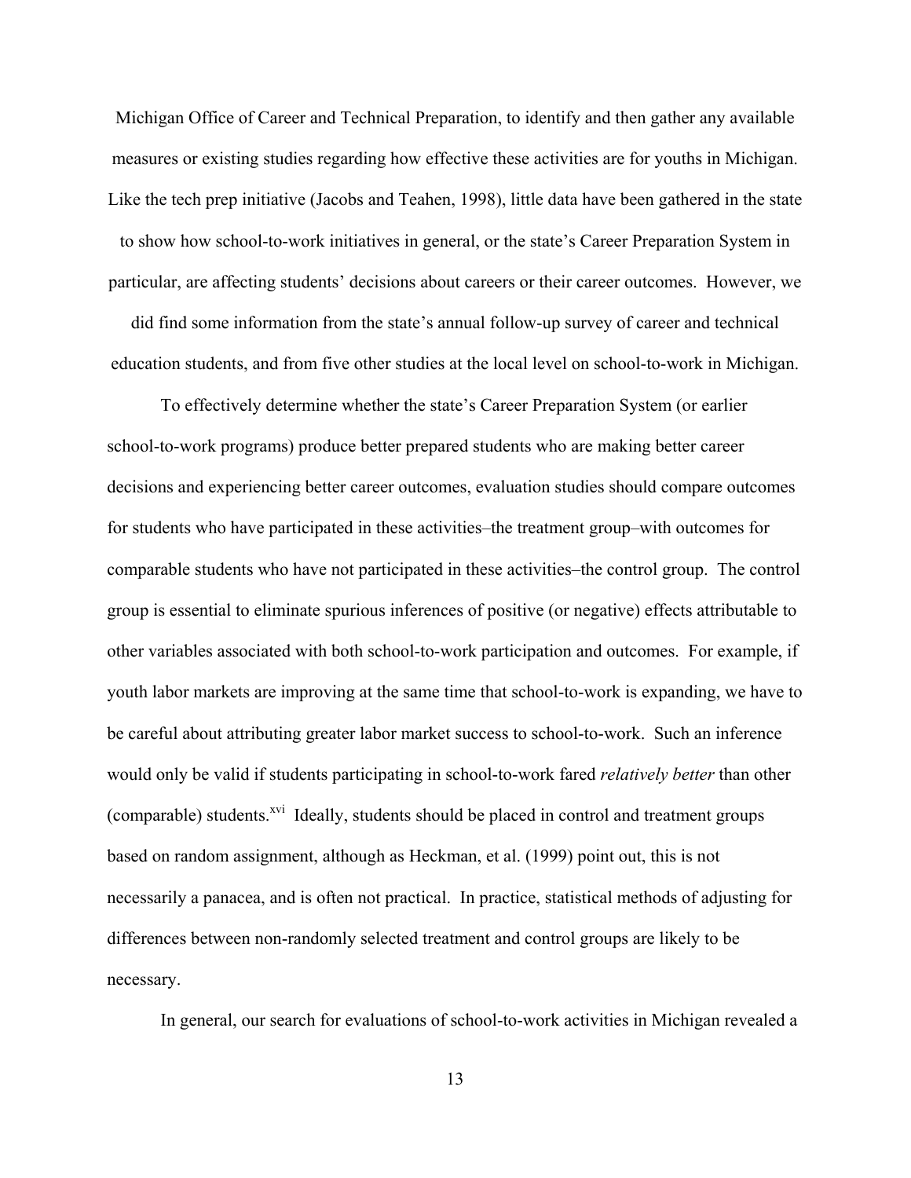Michigan Office of Career and Technical Preparation, to identify and then gather any available measures or existing studies regarding how effective these activities are for youths in Michigan. Like the tech prep initiative (Jacobs and Teahen, 1998), little data have been gathered in the state to show how school-to-work initiatives in general, or the state's Career Preparation System in particular, are affecting students' decisions about careers or their career outcomes. However, we did find some information from the state's annual follow-up survey of career and technical education students, and from five other studies at the local level on school-to-work in Michigan.

To effectively determine whether the state's Career Preparation System (or earlier school-to-work programs) produce better prepared students who are making better career decisions and experiencing better career outcomes, evaluation studies should compare outcomes for students who have participated in these activities–the treatment group–with outcomes for comparable students who have not participated in these activities–the control group. The control group is essential to eliminate spurious inferences of positive (or negative) effects attributable to other variables associated with both school-to-work participation and outcomes. For example, if youth labor markets are improving at the same time that school-to-work is expanding, we have to be careful about attributing greater labor market success to school-to-work. Such an inference would only be valid if students participating in school-to-work fared *relatively better* than other (comparable) students.[xvi] Ideally, students should be placed in control and treatment groups based on random assignment, although as Heckman, et al. (1999) point out, this is not necessarily a panacea, and is often not practical. In practice, statistical methods of adjusting for differences between non-randomly selected treatment and control groups are likely to be necessary.

In general, our search for evaluations of school-to-work activities in Michigan revealed a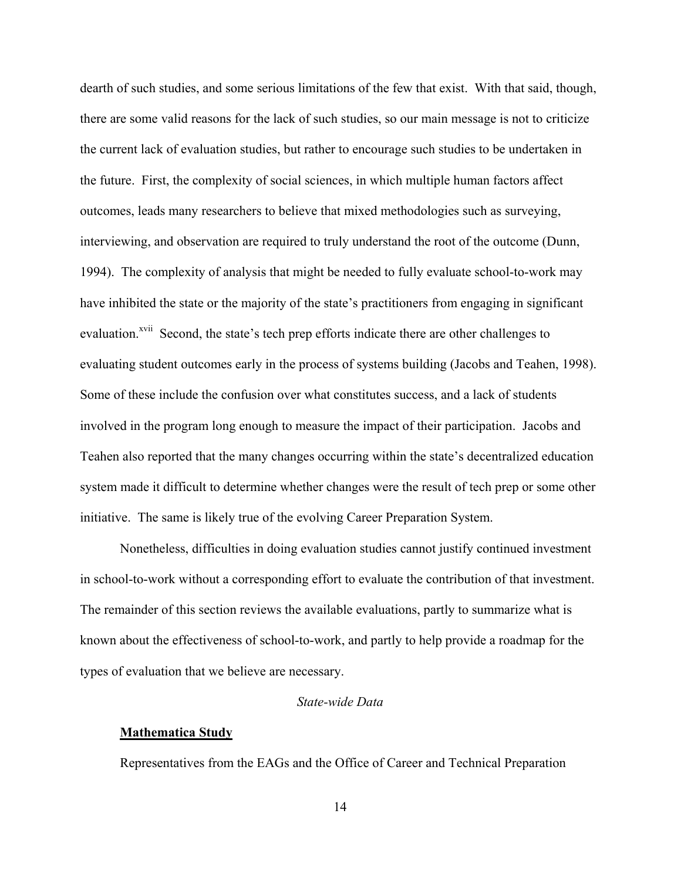dearth of such studies, and some serious limitations of the few that exist. With that said, though, there are some valid reasons for the lack of such studies, so our main message is not to criticize the current lack of evaluation studies, but rather to encourage such studies to be undertaken in the future. First, the complexity of social sciences, in which multiple human factors affect outcomes, leads many researchers to believe that mixed methodologies such as surveying, interviewing, and observation are required to truly understand the root of the outcome (Dunn, 1994). The complexity of analysis that might be needed to fully evaluate school-to-work may have inhibited the state or the majority of the state's practitioners from engaging in significant evaluation.[xvii] Second, the state's tech prep efforts indicate there are other challenges to evaluating student outcomes early in the process of systems building (Jacobs and Teahen, 1998). Some of these include the confusion over what constitutes success, and a lack of students involved in the program long enough to measure the impact of their participation. Jacobs and Teahen also reported that the many changes occurring within the state's decentralized education system made it difficult to determine whether changes were the result of tech prep or some other initiative. The same is likely true of the evolving Career Preparation System.

Nonetheless, difficulties in doing evaluation studies cannot justify continued investment in school-to-work without a corresponding effort to evaluate the contribution of that investment. The remainder of this section reviews the available evaluations, partly to summarize what is known about the effectiveness of school-to-work, and partly to help provide a roadmap for the types of evaluation that we believe are necessary.

*State-wide Data*

**Mathematica Study**

Representatives from the EAGs and the Office of Career and Technical Preparation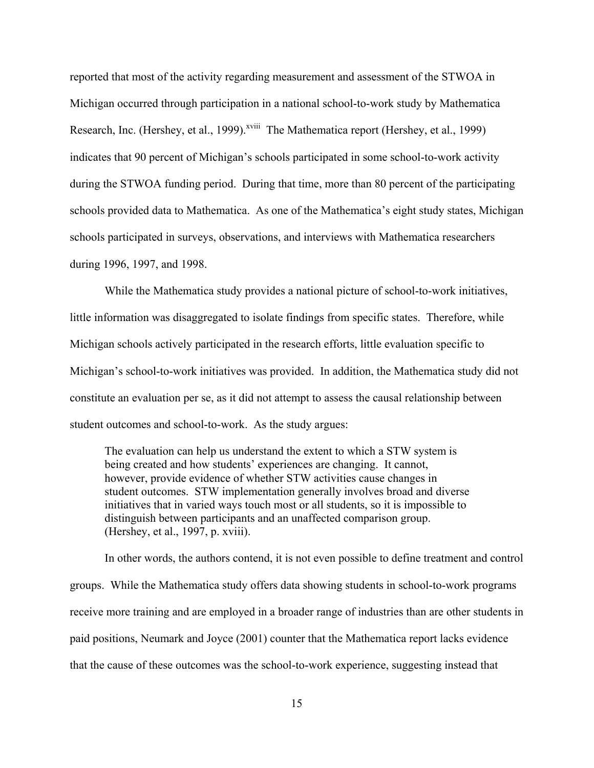reported that most of the activity regarding measurement and assessment of the STWOA in Michigan occurred through participation in a national school-to-work study by Mathematica Research, Inc. (Hershey, et al., 1999).[xviii] The Mathematica report (Hershey, et al., 1999) indicates that 90 percent of Michigan's schools participated in some school-to-work activity during the STWOA funding period. During that time, more than 80 percent of the participating schools provided data to Mathematica. As one of the Mathematica's eight study states, Michigan schools participated in surveys, observations, and interviews with Mathematica researchers during 1996, 1997, and 1998.

While the Mathematica study provides a national picture of school-to-work initiatives, little information was disaggregated to isolate findings from specific states. Therefore, while Michigan schools actively participated in the research efforts, little evaluation specific to Michigan's school-to-work initiatives was provided. In addition, the Mathematica study did not constitute an evaluation per se, as it did not attempt to assess the causal relationship between student outcomes and school-to-work. As the study argues:

> The evaluation can help us understand the extent to which a STW system is being created and how students' experiences are changing. It cannot, however, provide evidence of whether STW activities cause changes in student outcomes. STW implementation generally involves broad and diverse initiatives that in varied ways touch most or all students, so it is impossible to distinguish between participants and an unaffected comparison group. (Hershey, et al., 1997, p. xviii).

In other words, the authors contend, it is not even possible to define treatment and control groups. While the Mathematica study offers data showing students in school-to-work programs receive more training and are employed in a broader range of industries than are other students in paid positions, Neumark and Joyce (2001) counter that the Mathematica report lacks evidence that the cause of these outcomes was the school-to-work experience, suggesting instead that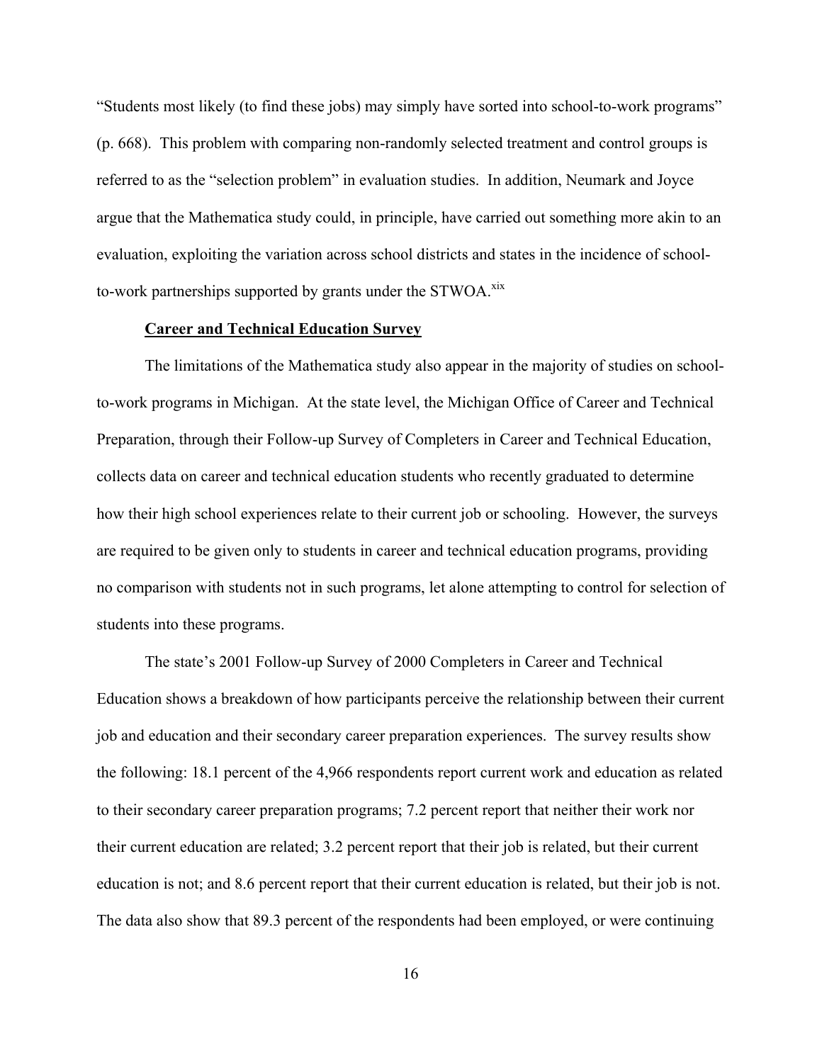"Students most likely (to find these jobs) may simply have sorted into school-to-work programs" (p. 668). This problem with comparing non-randomly selected treatment and control groups is referred to as the "selection problem" in evaluation studies. In addition, Neumark and Joyce argue that the Mathematica study could, in principle, have carried out something more akin to an evaluation, exploiting the variation across school districts and states in the incidence of school-to-work partnerships supported by grants under the STWOA.[xix]

## Career and Technical Education Survey

The limitations of the Mathematica study also appear in the majority of studies on school-to-work programs in Michigan. At the state level, the Michigan Office of Career and Technical Preparation, through their Follow-up Survey of Completers in Career and Technical Education, collects data on career and technical education students who recently graduated to determine how their high school experiences relate to their current job or schooling. However, the surveys are required to be given only to students in career and technical education programs, providing no comparison with students not in such programs, let alone attempting to control for selection of students into these programs.

The state's 2001 Follow-up Survey of 2000 Completers in Career and Technical Education shows a breakdown of how participants perceive the relationship between their current job and education and their secondary career preparation experiences. The survey results show the following: 18.1 percent of the 4,966 respondents report current work and education as related to their secondary career preparation programs; 7.2 percent report that neither their work nor their current education are related; 3.2 percent report that their job is related, but their current education is not; and 8.6 percent report that their current education is related, but their job is not. The data also show that 89.3 percent of the respondents had been employed, or were continuing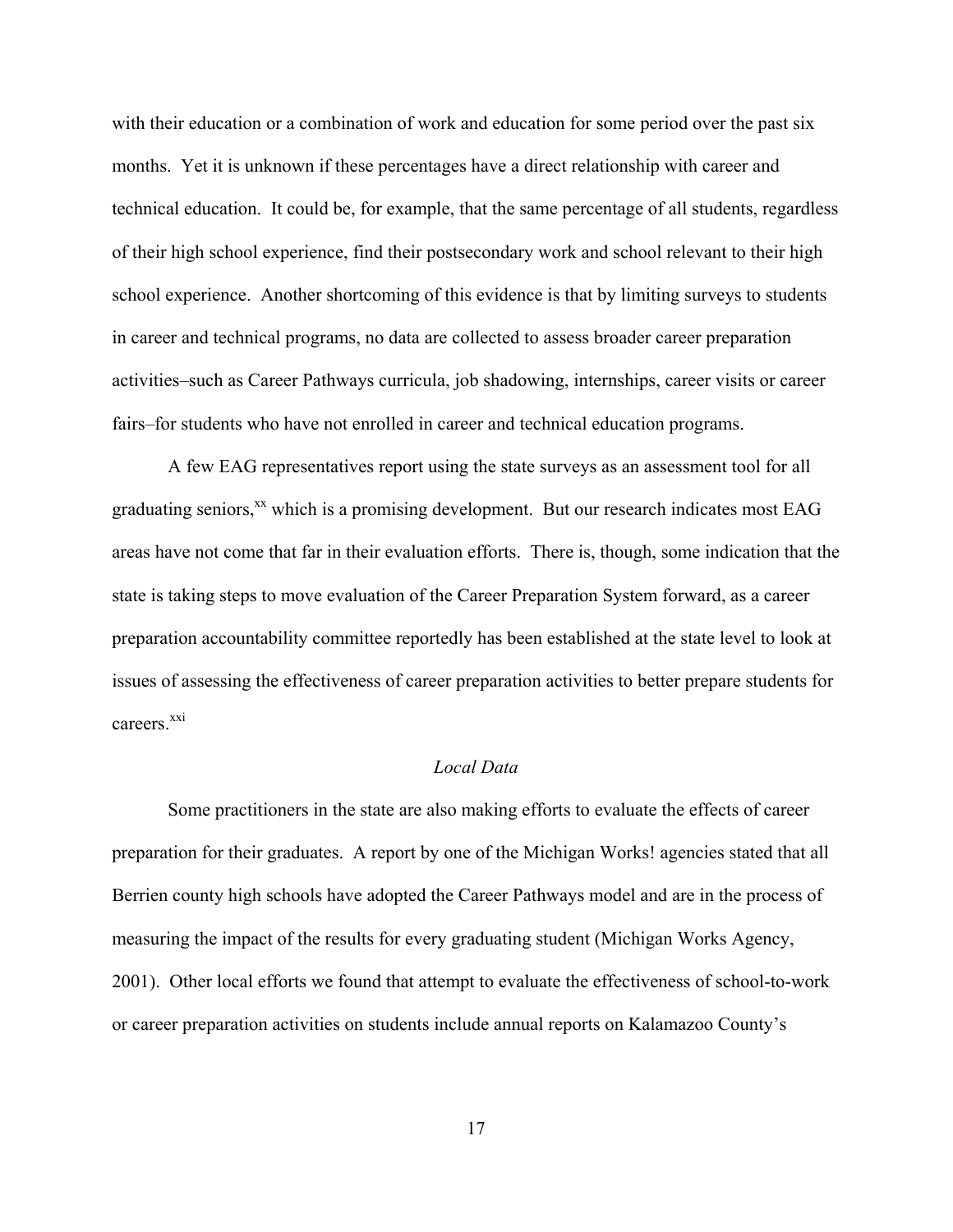with their education or a combination of work and education for some period over the past six months. Yet it is unknown if these percentages have a direct relationship with career and technical education. It could be, for example, that the same percentage of all students, regardless of their high school experience, find their postsecondary work and school relevant to their high school experience. Another shortcoming of this evidence is that by limiting surveys to students in career and technical programs, no data are collected to assess broader career preparation activities–such as Career Pathways curricula, job shadowing, internships, career visits or career fairs–for students who have not enrolled in career and technical education programs.

A few EAG representatives report using the state surveys as an assessment tool for all graduating seniors,[xx] which is a promising development. But our research indicates most EAG areas have not come that far in their evaluation efforts. There is, though, some indication that the state is taking steps to move evaluation of the Career Preparation System forward, as a career preparation accountability committee reportedly has been established at the state level to look at issues of assessing the effectiveness of career preparation activities to better prepare students for careers.[xxi]

### *Local Data*

Some practitioners in the state are also making efforts to evaluate the effects of career preparation for their graduates. A report by one of the Michigan Works! agencies stated that all Berrien county high schools have adopted the Career Pathways model and are in the process of measuring the impact of the results for every graduating student (Michigan Works Agency, 2001). Other local efforts we found that attempt to evaluate the effectiveness of school-to-work or career preparation activities on students include annual reports on Kalamazoo County's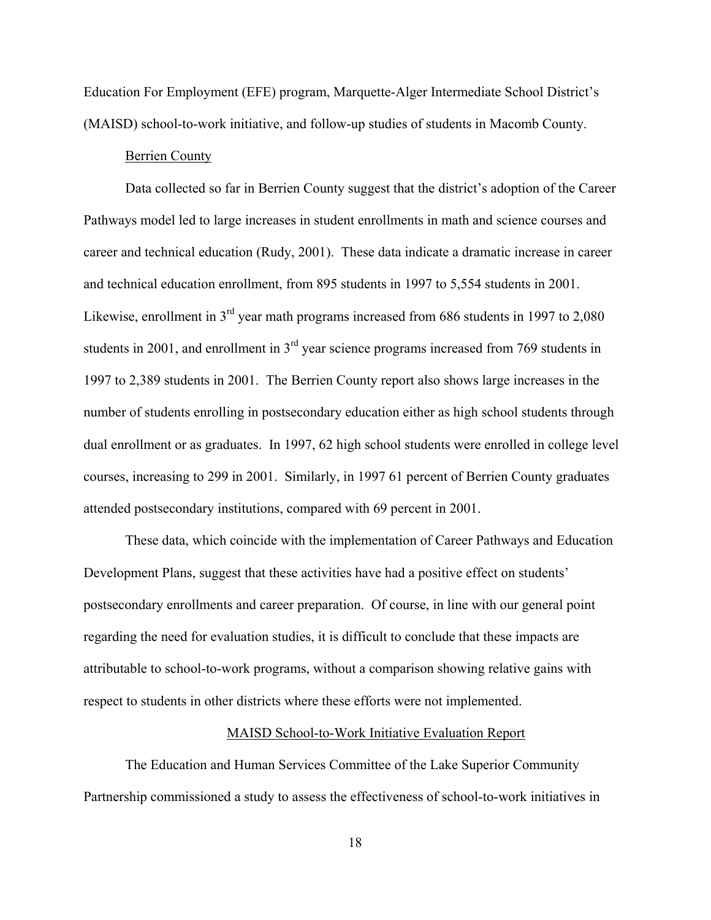Education For Employment (EFE) program, Marquette-Alger Intermediate School District's (MAISD) school-to-work initiative, and follow-up studies of students in Macomb County.

### Berrien County

Data collected so far in Berrien County suggest that the district's adoption of the Career Pathways model led to large increases in student enrollments in math and science courses and career and technical education (Rudy, 2001). These data indicate a dramatic increase in career and technical education enrollment, from 895 students in 1997 to 5,554 students in 2001. Likewise, enrollment in 3rd year math programs increased from 686 students in 1997 to 2,080 students in 2001, and enrollment in 3rd year science programs increased from 769 students in 1997 to 2,389 students in 2001. The Berrien County report also shows large increases in the number of students enrolling in postsecondary education either as high school students through dual enrollment or as graduates. In 1997, 62 high school students were enrolled in college level courses, increasing to 299 in 2001. Similarly, in 1997 61 percent of Berrien County graduates attended postsecondary institutions, compared with 69 percent in 2001.

These data, which coincide with the implementation of Career Pathways and Education Development Plans, suggest that these activities have had a positive effect on students' postsecondary enrollments and career preparation. Of course, in line with our general point regarding the need for evaluation studies, it is difficult to conclude that these impacts are attributable to school-to-work programs, without a comparison showing relative gains with respect to students in other districts where these efforts were not implemented.

### MAISD School-to-Work Initiative Evaluation Report

The Education and Human Services Committee of the Lake Superior Community Partnership commissioned a study to assess the effectiveness of school-to-work initiatives in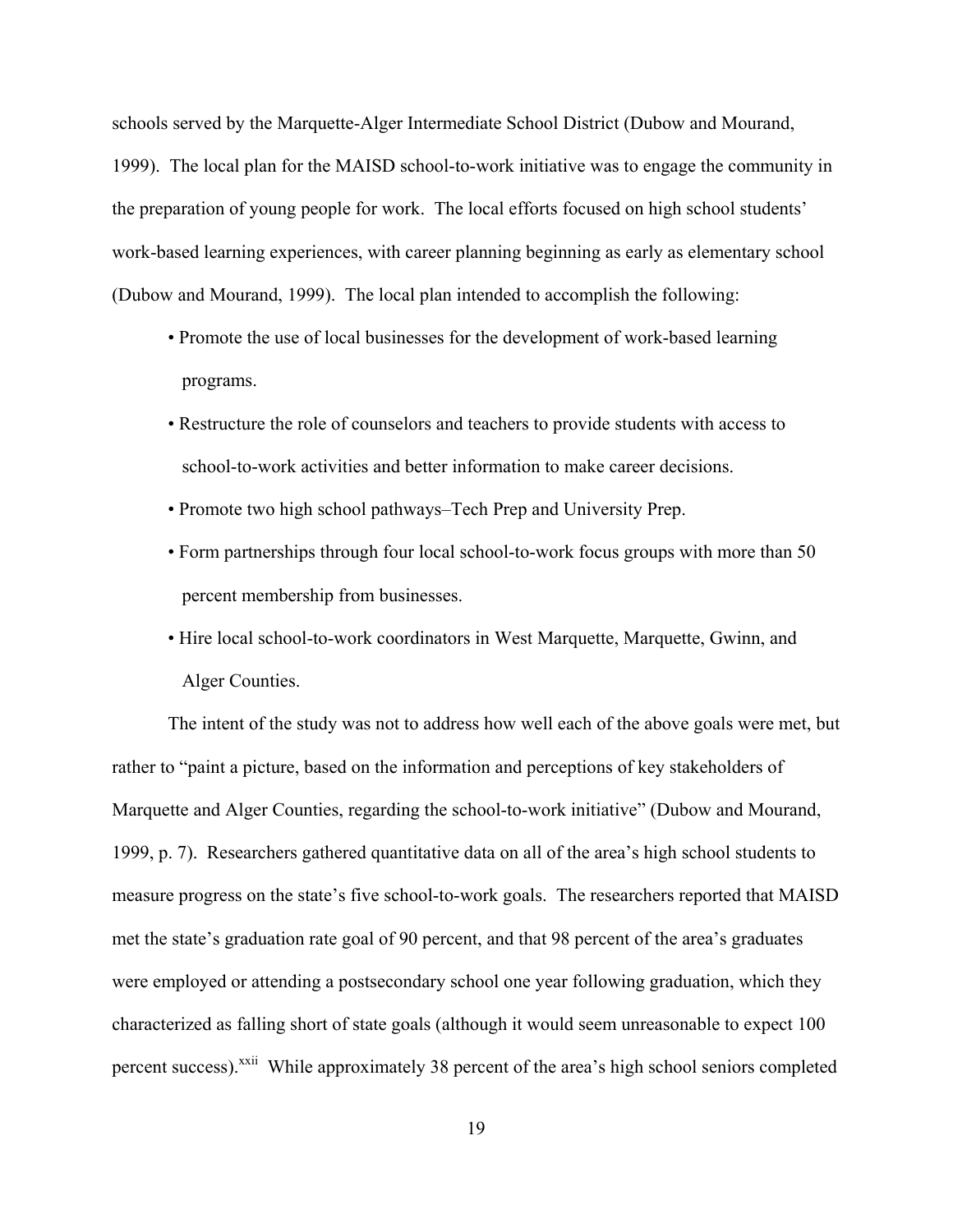schools served by the Marquette-Alger Intermediate School District (Dubow and Mourand, 1999). The local plan for the MAISD school-to-work initiative was to engage the community in the preparation of young people for work. The local efforts focused on high school students' work-based learning experiences, with career planning beginning as early as elementary school (Dubow and Mourand, 1999). The local plan intended to accomplish the following:

- Promote the use of local businesses for the development of work-based learning programs.
- Restructure the role of counselors and teachers to provide students with access to school-to-work activities and better information to make career decisions.
- Promote two high school pathways–Tech Prep and University Prep.
- Form partnerships through four local school-to-work focus groups with more than 50 percent membership from businesses.
- Hire local school-to-work coordinators in West Marquette, Marquette, Gwinn, and Alger Counties.

The intent of the study was not to address how well each of the above goals were met, but rather to "paint a picture, based on the information and perceptions of key stakeholders of Marquette and Alger Counties, regarding the school-to-work initiative" (Dubow and Mourand, 1999, p. 7). Researchers gathered quantitative data on all of the area's high school students to measure progress on the state's five school-to-work goals. The researchers reported that MAISD met the state's graduation rate goal of 90 percent, and that 98 percent of the area's graduates were employed or attending a postsecondary school one year following graduation, which they characterized as falling short of state goals (although it would seem unreasonable to expect 100 percent success).[xxii] While approximately 38 percent of the area's high school seniors completed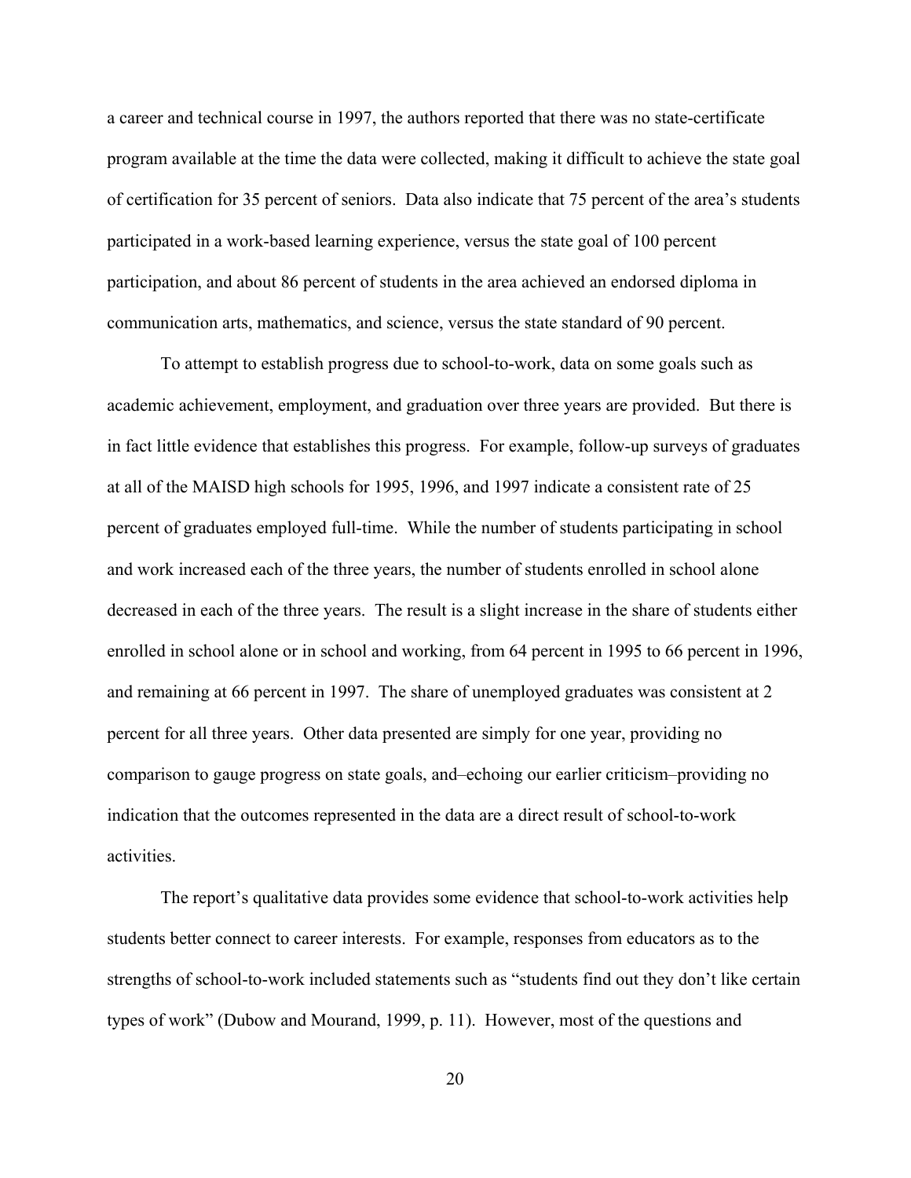a career and technical course in 1997, the authors reported that there was no state-certificate program available at the time the data were collected, making it difficult to achieve the state goal of certification for 35 percent of seniors. Data also indicate that 75 percent of the area's students participated in a work-based learning experience, versus the state goal of 100 percent participation, and about 86 percent of students in the area achieved an endorsed diploma in communication arts, mathematics, and science, versus the state standard of 90 percent.

To attempt to establish progress due to school-to-work, data on some goals such as academic achievement, employment, and graduation over three years are provided. But there is in fact little evidence that establishes this progress. For example, follow-up surveys of graduates at all of the MAISD high schools for 1995, 1996, and 1997 indicate a consistent rate of 25 percent of graduates employed full-time. While the number of students participating in school and work increased each of the three years, the number of students enrolled in school alone decreased in each of the three years. The result is a slight increase in the share of students either enrolled in school alone or in school and working, from 64 percent in 1995 to 66 percent in 1996, and remaining at 66 percent in 1997. The share of unemployed graduates was consistent at 2 percent for all three years. Other data presented are simply for one year, providing no comparison to gauge progress on state goals, and–echoing our earlier criticism–providing no indication that the outcomes represented in the data are a direct result of school-to-work activities.

The report's qualitative data provides some evidence that school-to-work activities help students better connect to career interests. For example, responses from educators as to the strengths of school-to-work included statements such as "students find out they don't like certain types of work" (Dubow and Mourand, 1999, p. 11). However, most of the questions and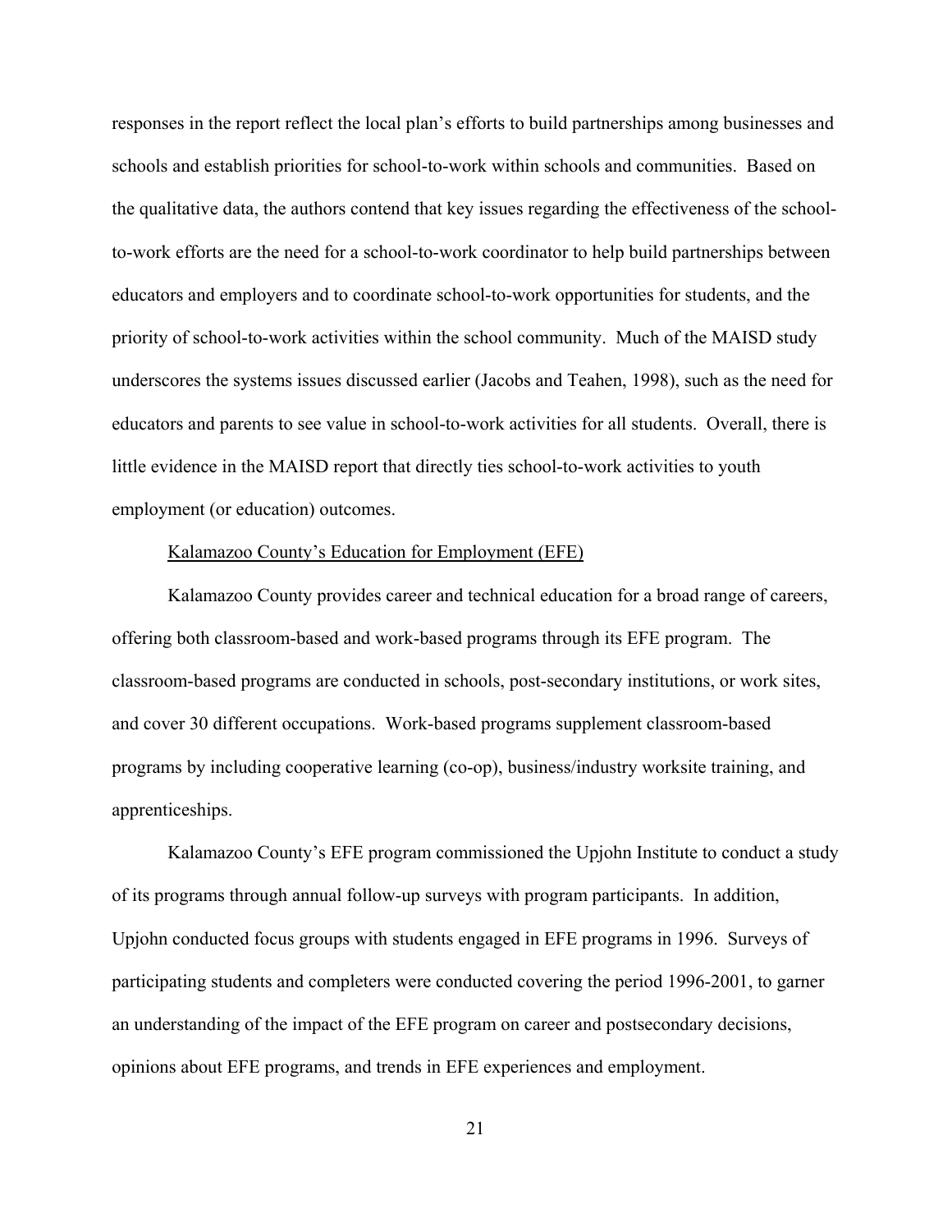responses in the report reflect the local plan's efforts to build partnerships among businesses and schools and establish priorities for school-to-work within schools and communities. Based on the qualitative data, the authors contend that key issues regarding the effectiveness of the school-to-work efforts are the need for a school-to-work coordinator to help build partnerships between educators and employers and to coordinate school-to-work opportunities for students, and the priority of school-to-work activities within the school community. Much of the MAISD study underscores the systems issues discussed earlier (Jacobs and Teahen, 1998), such as the need for educators and parents to see value in school-to-work activities for all students. Overall, there is little evidence in the MAISD report that directly ties school-to-work activities to youth employment (or education) outcomes.

Kalamazoo County's Education for Employment (EFE)

Kalamazoo County provides career and technical education for a broad range of careers, offering both classroom-based and work-based programs through its EFE program. The classroom-based programs are conducted in schools, post-secondary institutions, or work sites, and cover 30 different occupations. Work-based programs supplement classroom-based programs by including cooperative learning (co-op), business/industry worksite training, and apprenticeships.

Kalamazoo County's EFE program commissioned the Upjohn Institute to conduct a study of its programs through annual follow-up surveys with program participants. In addition, Upjohn conducted focus groups with students engaged in EFE programs in 1996. Surveys of participating students and completers were conducted covering the period 1996-2001, to garner an understanding of the impact of the EFE program on career and postsecondary decisions, opinions about EFE programs, and trends in EFE experiences and employment.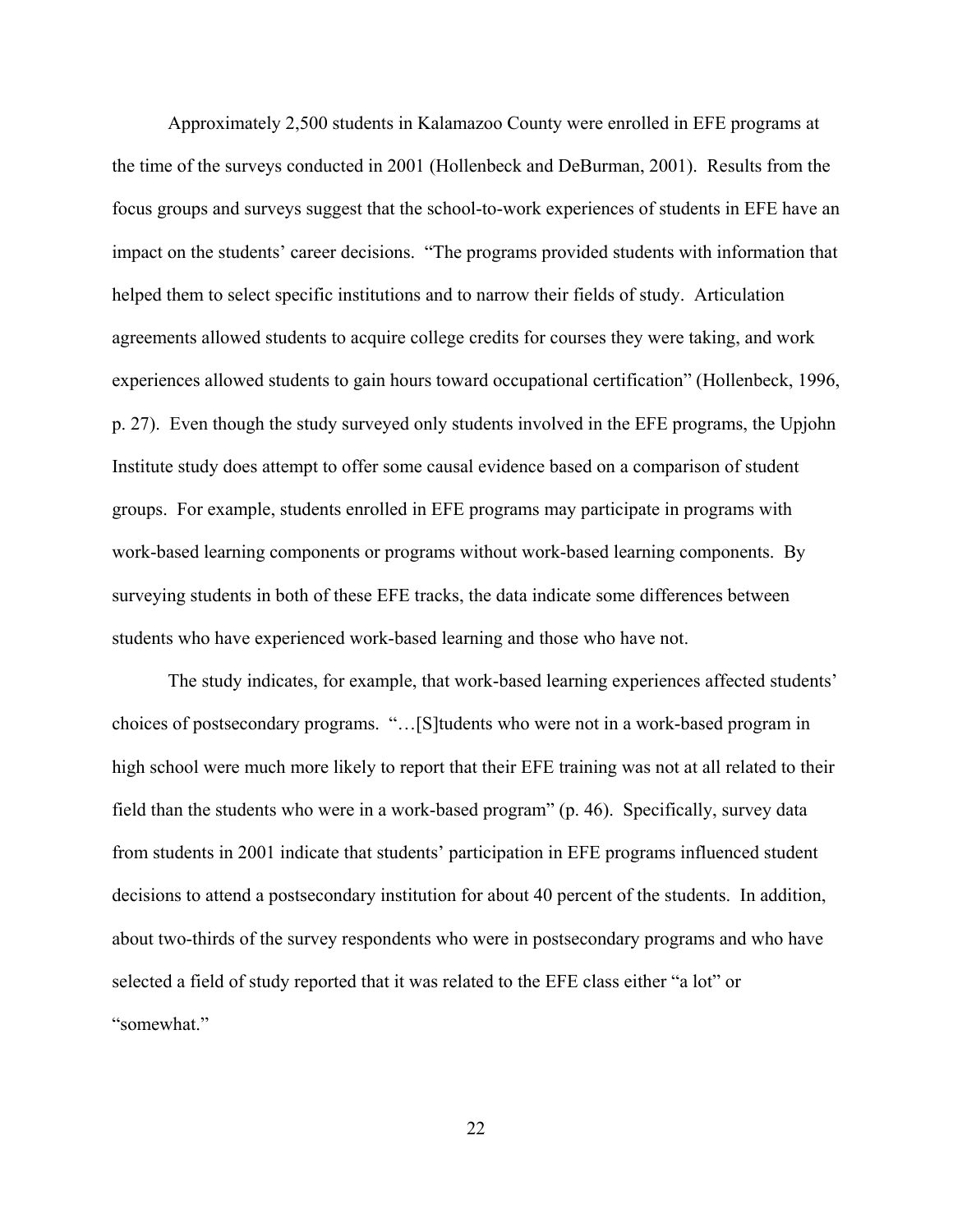Approximately 2,500 students in Kalamazoo County were enrolled in EFE programs at the time of the surveys conducted in 2001 (Hollenbeck and DeBurman, 2001). Results from the focus groups and surveys suggest that the school-to-work experiences of students in EFE have an impact on the students' career decisions. "The programs provided students with information that helped them to select specific institutions and to narrow their fields of study. Articulation agreements allowed students to acquire college credits for courses they were taking, and work experiences allowed students to gain hours toward occupational certification" (Hollenbeck, 1996, p. 27). Even though the study surveyed only students involved in the EFE programs, the Upjohn Institute study does attempt to offer some causal evidence based on a comparison of student groups. For example, students enrolled in EFE programs may participate in programs with work-based learning components or programs without work-based learning components. By surveying students in both of these EFE tracks, the data indicate some differences between students who have experienced work-based learning and those who have not.

The study indicates, for example, that work-based learning experiences affected students' choices of postsecondary programs. "…[S]tudents who were not in a work-based program in high school were much more likely to report that their EFE training was not at all related to their field than the students who were in a work-based program" (p. 46). Specifically, survey data from students in 2001 indicate that students' participation in EFE programs influenced student decisions to attend a postsecondary institution for about 40 percent of the students. In addition, about two-thirds of the survey respondents who were in postsecondary programs and who have selected a field of study reported that it was related to the EFE class either "a lot" or "somewhat."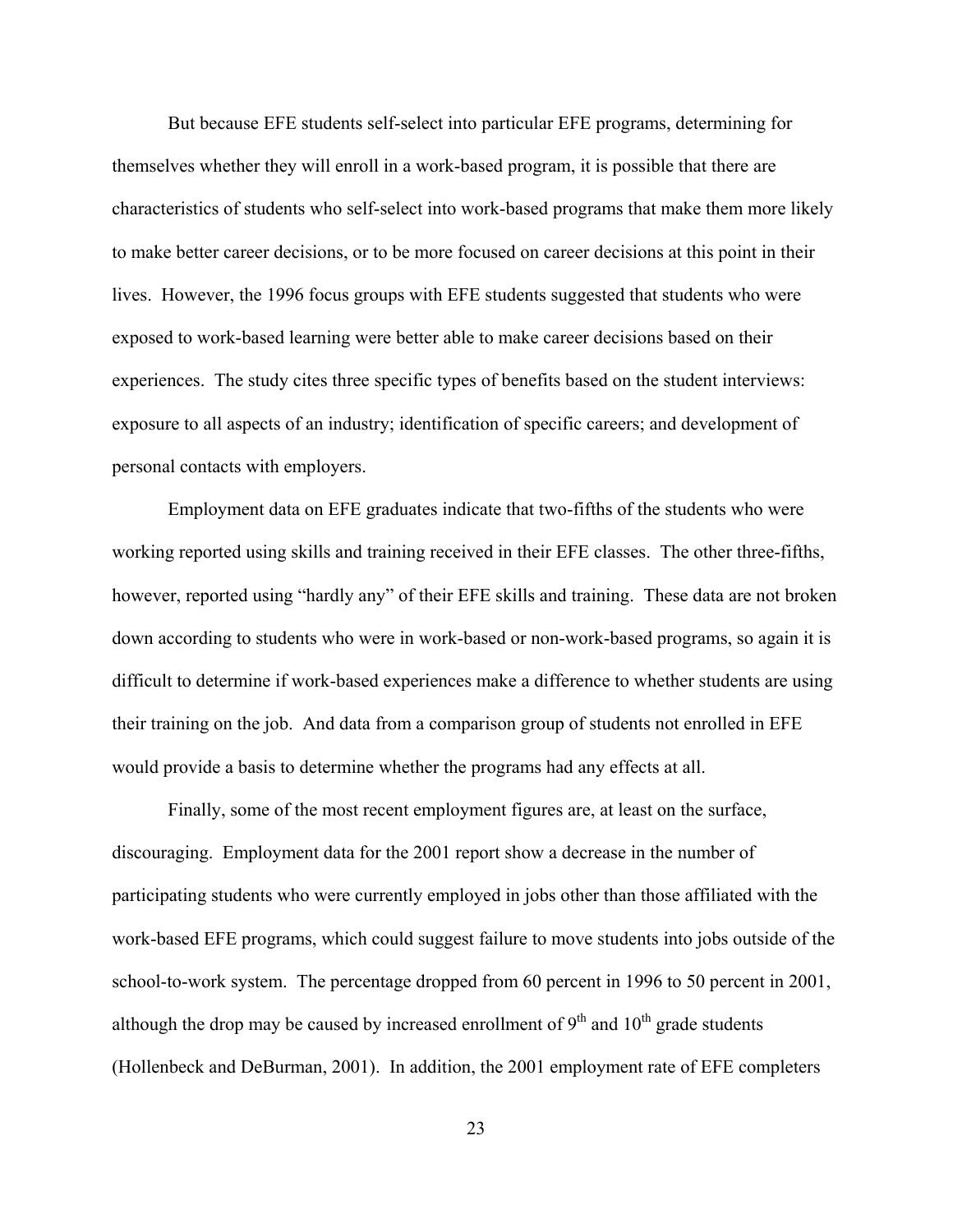But because EFE students self-select into particular EFE programs, determining for themselves whether they will enroll in a work-based program, it is possible that there are characteristics of students who self-select into work-based programs that make them more likely to make better career decisions, or to be more focused on career decisions at this point in their lives. However, the 1996 focus groups with EFE students suggested that students who were exposed to work-based learning were better able to make career decisions based on their experiences. The study cites three specific types of benefits based on the student interviews: exposure to all aspects of an industry; identification of specific careers; and development of personal contacts with employers.

Employment data on EFE graduates indicate that two-fifths of the students who were working reported using skills and training received in their EFE classes. The other three-fifths, however, reported using "hardly any" of their EFE skills and training. These data are not broken down according to students who were in work-based or non-work-based programs, so again it is difficult to determine if work-based experiences make a difference to whether students are using their training on the job. And data from a comparison group of students not enrolled in EFE would provide a basis to determine whether the programs had any effects at all.

Finally, some of the most recent employment figures are, at least on the surface, discouraging. Employment data for the 2001 report show a decrease in the number of participating students who were currently employed in jobs other than those affiliated with the work-based EFE programs, which could suggest failure to move students into jobs outside of the school-to-work system. The percentage dropped from 60 percent in 1996 to 50 percent in 2001, although the drop may be caused by increased enrollment of 9th and 10th grade students (Hollenbeck and DeBurman, 2001). In addition, the 2001 employment rate of EFE completers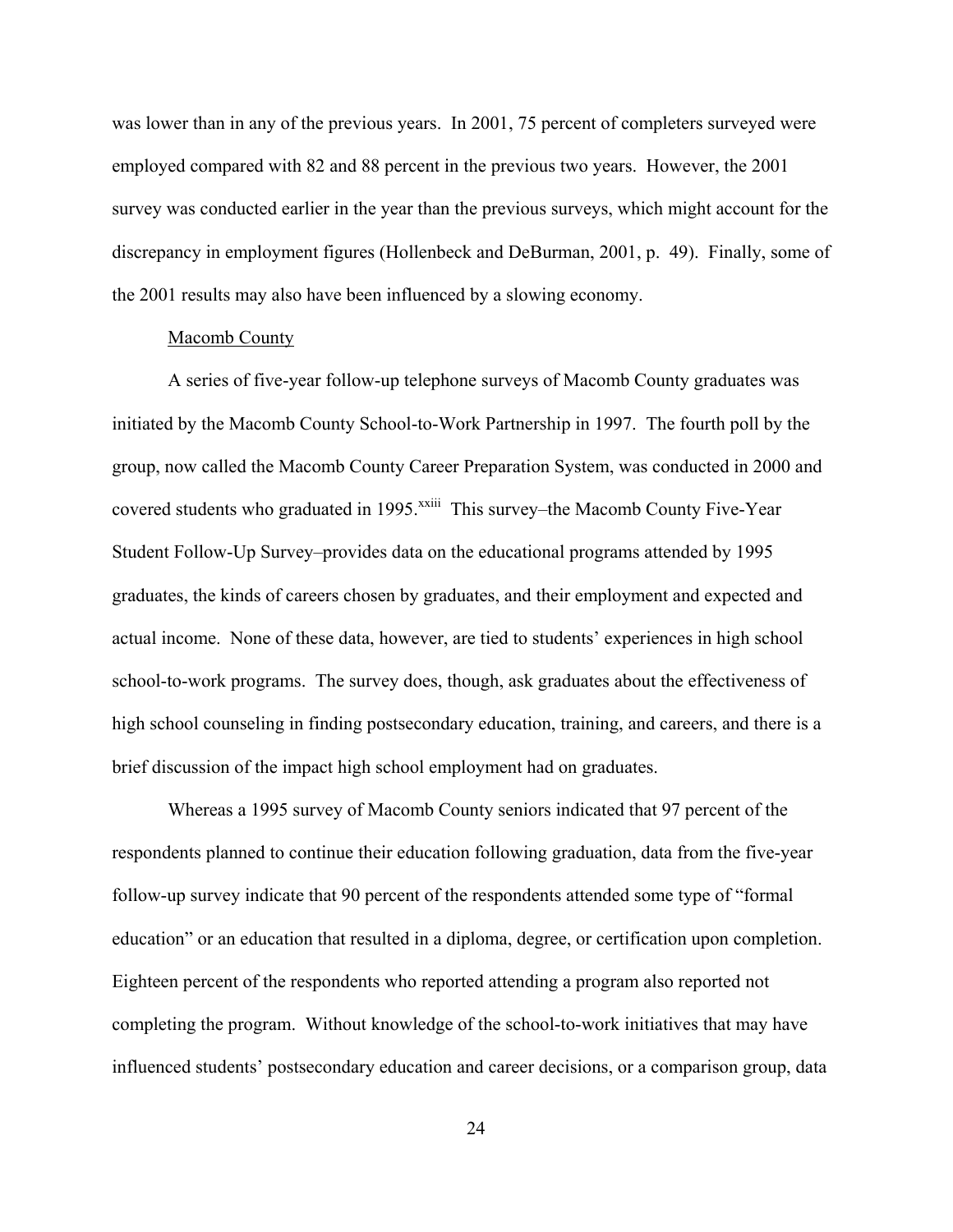was lower than in any of the previous years. In 2001, 75 percent of completers surveyed were employed compared with 82 and 88 percent in the previous two years. However, the 2001 survey was conducted earlier in the year than the previous surveys, which might account for the discrepancy in employment figures (Hollenbeck and DeBurman, 2001, p. 49). Finally, some of the 2001 results may also have been influenced by a slowing economy.

Macomb County

A series of five-year follow-up telephone surveys of Macomb County graduates was initiated by the Macomb County School-to-Work Partnership in 1997. The fourth poll by the group, now called the Macomb County Career Preparation System, was conducted in 2000 and covered students who graduated in 1995.[xxiii] This survey–the Macomb County Five-Year Student Follow-Up Survey–provides data on the educational programs attended by 1995 graduates, the kinds of careers chosen by graduates, and their employment and expected and actual income. None of these data, however, are tied to students' experiences in high school school-to-work programs. The survey does, though, ask graduates about the effectiveness of high school counseling in finding postsecondary education, training, and careers, and there is a brief discussion of the impact high school employment had on graduates.

Whereas a 1995 survey of Macomb County seniors indicated that 97 percent of the respondents planned to continue their education following graduation, data from the five-year follow-up survey indicate that 90 percent of the respondents attended some type of "formal education" or an education that resulted in a diploma, degree, or certification upon completion. Eighteen percent of the respondents who reported attending a program also reported not completing the program. Without knowledge of the school-to-work initiatives that may have influenced students' postsecondary education and career decisions, or a comparison group, data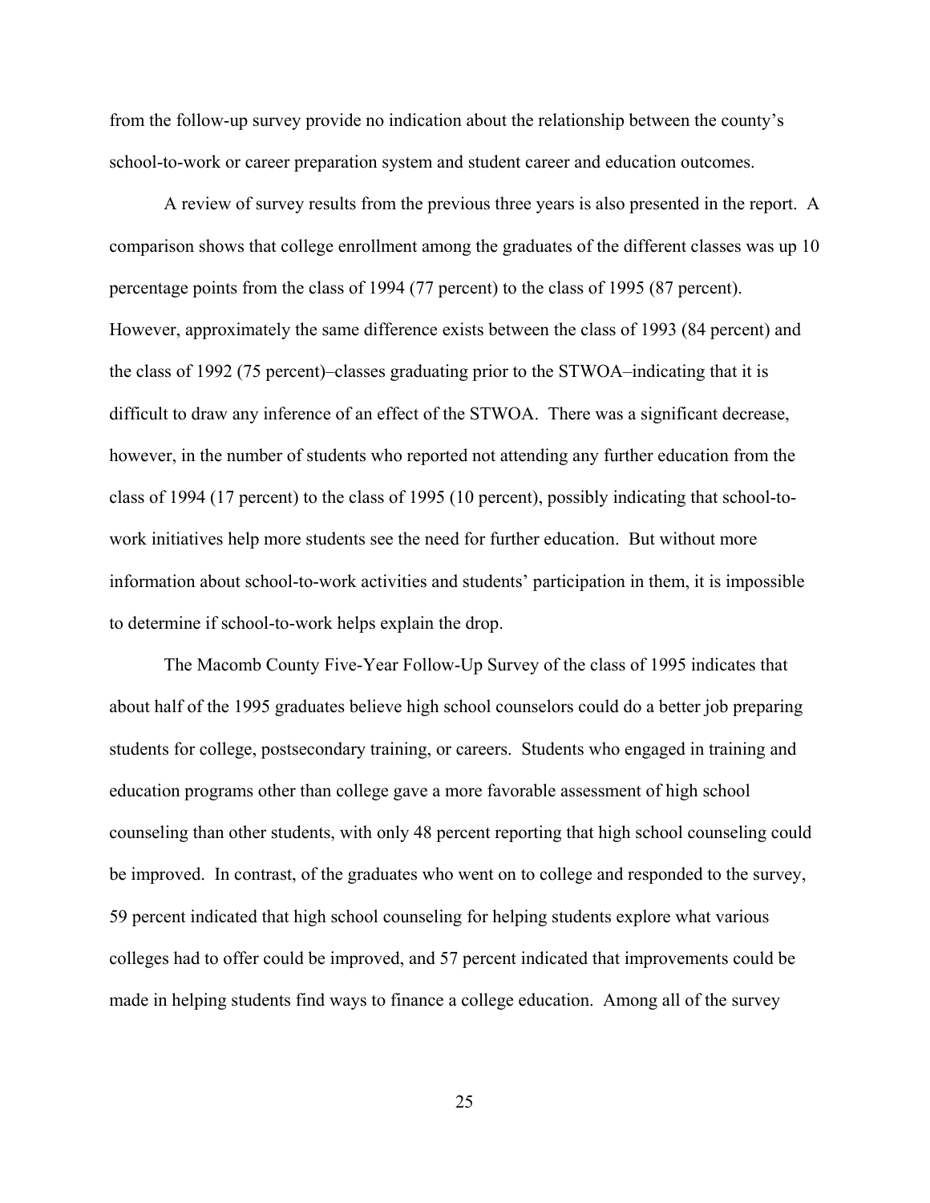from the follow-up survey provide no indication about the relationship between the county's school-to-work or career preparation system and student career and education outcomes.

A review of survey results from the previous three years is also presented in the report. A comparison shows that college enrollment among the graduates of the different classes was up 10 percentage points from the class of 1994 (77 percent) to the class of 1995 (87 percent). However, approximately the same difference exists between the class of 1993 (84 percent) and the class of 1992 (75 percent)–classes graduating prior to the STWOA–indicating that it is difficult to draw any inference of an effect of the STWOA. There was a significant decrease, however, in the number of students who reported not attending any further education from the class of 1994 (17 percent) to the class of 1995 (10 percent), possibly indicating that school-to-work initiatives help more students see the need for further education. But without more information about school-to-work activities and students' participation in them, it is impossible to determine if school-to-work helps explain the drop.

The Macomb County Five-Year Follow-Up Survey of the class of 1995 indicates that about half of the 1995 graduates believe high school counselors could do a better job preparing students for college, postsecondary training, or careers. Students who engaged in training and education programs other than college gave a more favorable assessment of high school counseling than other students, with only 48 percent reporting that high school counseling could be improved. In contrast, of the graduates who went on to college and responded to the survey, 59 percent indicated that high school counseling for helping students explore what various colleges had to offer could be improved, and 57 percent indicated that improvements could be made in helping students find ways to finance a college education. Among all of the survey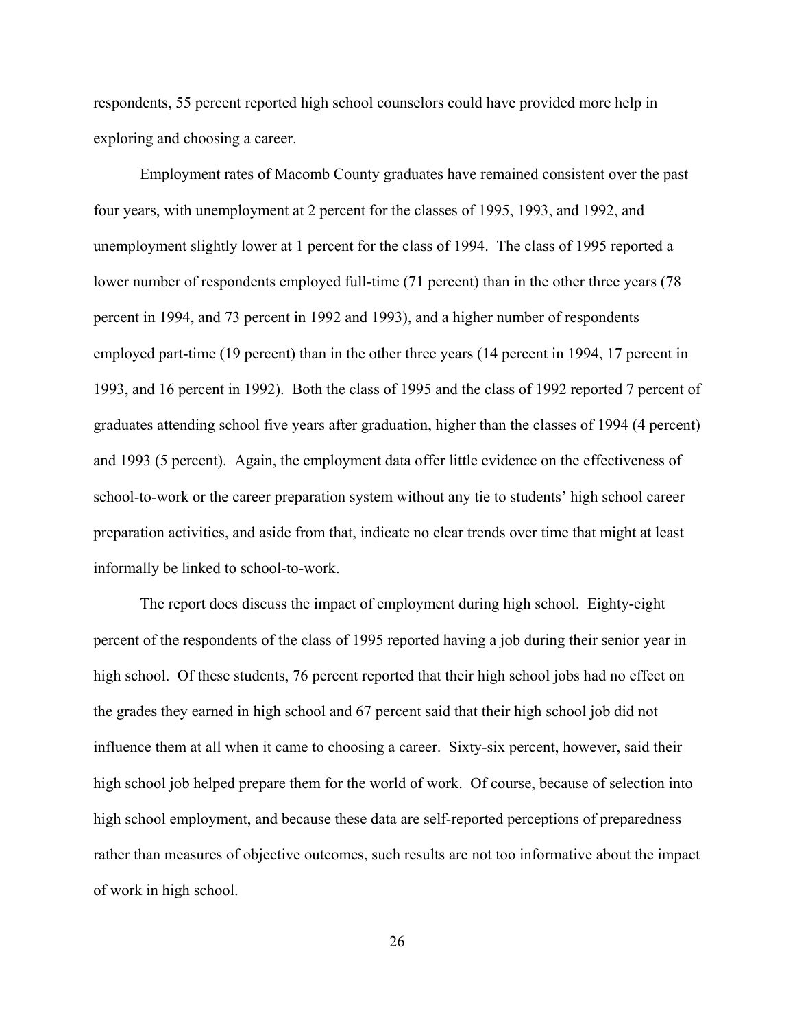respondents, 55 percent reported high school counselors could have provided more help in exploring and choosing a career.

Employment rates of Macomb County graduates have remained consistent over the past four years, with unemployment at 2 percent for the classes of 1995, 1993, and 1992, and unemployment slightly lower at 1 percent for the class of 1994. The class of 1995 reported a lower number of respondents employed full-time (71 percent) than in the other three years (78 percent in 1994, and 73 percent in 1992 and 1993), and a higher number of respondents employed part-time (19 percent) than in the other three years (14 percent in 1994, 17 percent in 1993, and 16 percent in 1992). Both the class of 1995 and the class of 1992 reported 7 percent of graduates attending school five years after graduation, higher than the classes of 1994 (4 percent) and 1993 (5 percent). Again, the employment data offer little evidence on the effectiveness of school-to-work or the career preparation system without any tie to students' high school career preparation activities, and aside from that, indicate no clear trends over time that might at least informally be linked to school-to-work.

The report does discuss the impact of employment during high school. Eighty-eight percent of the respondents of the class of 1995 reported having a job during their senior year in high school. Of these students, 76 percent reported that their high school jobs had no effect on the grades they earned in high school and 67 percent said that their high school job did not influence them at all when it came to choosing a career. Sixty-six percent, however, said their high school job helped prepare them for the world of work. Of course, because of selection into high school employment, and because these data are self-reported perceptions of preparedness rather than measures of objective outcomes, such results are not too informative about the impact of work in high school.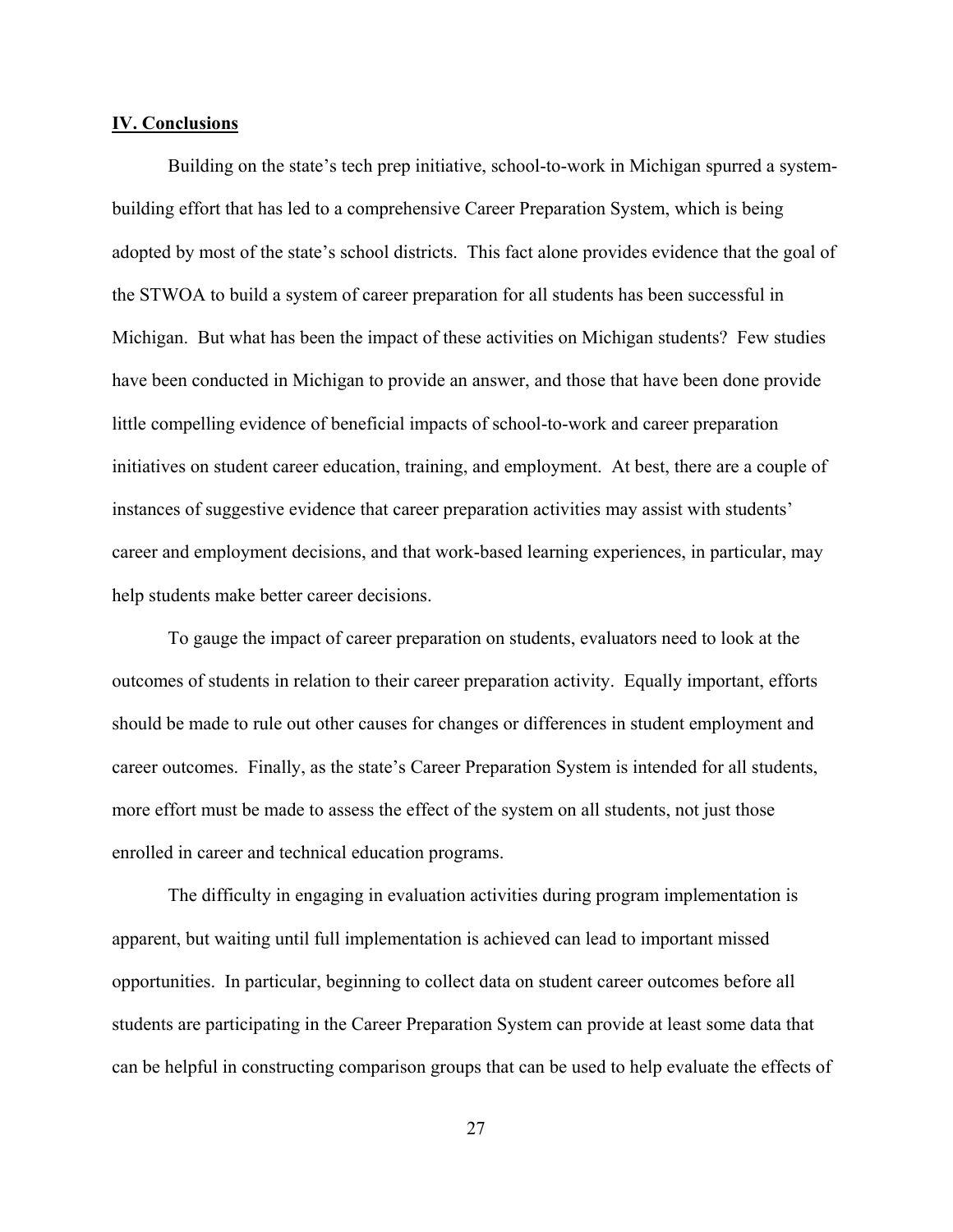## IV. Conclusions

Building on the state's tech prep initiative, school-to-work in Michigan spurred a system-building effort that has led to a comprehensive Career Preparation System, which is being adopted by most of the state's school districts. This fact alone provides evidence that the goal of the STWOA to build a system of career preparation for all students has been successful in Michigan. But what has been the impact of these activities on Michigan students? Few studies have been conducted in Michigan to provide an answer, and those that have been done provide little compelling evidence of beneficial impacts of school-to-work and career preparation initiatives on student career education, training, and employment. At best, there are a couple of instances of suggestive evidence that career preparation activities may assist with students' career and employment decisions, and that work-based learning experiences, in particular, may help students make better career decisions.

To gauge the impact of career preparation on students, evaluators need to look at the outcomes of students in relation to their career preparation activity. Equally important, efforts should be made to rule out other causes for changes or differences in student employment and career outcomes. Finally, as the state's Career Preparation System is intended for all students, more effort must be made to assess the effect of the system on all students, not just those enrolled in career and technical education programs.

The difficulty in engaging in evaluation activities during program implementation is apparent, but waiting until full implementation is achieved can lead to important missed opportunities. In particular, beginning to collect data on student career outcomes before all students are participating in the Career Preparation System can provide at least some data that can be helpful in constructing comparison groups that can be used to help evaluate the effects of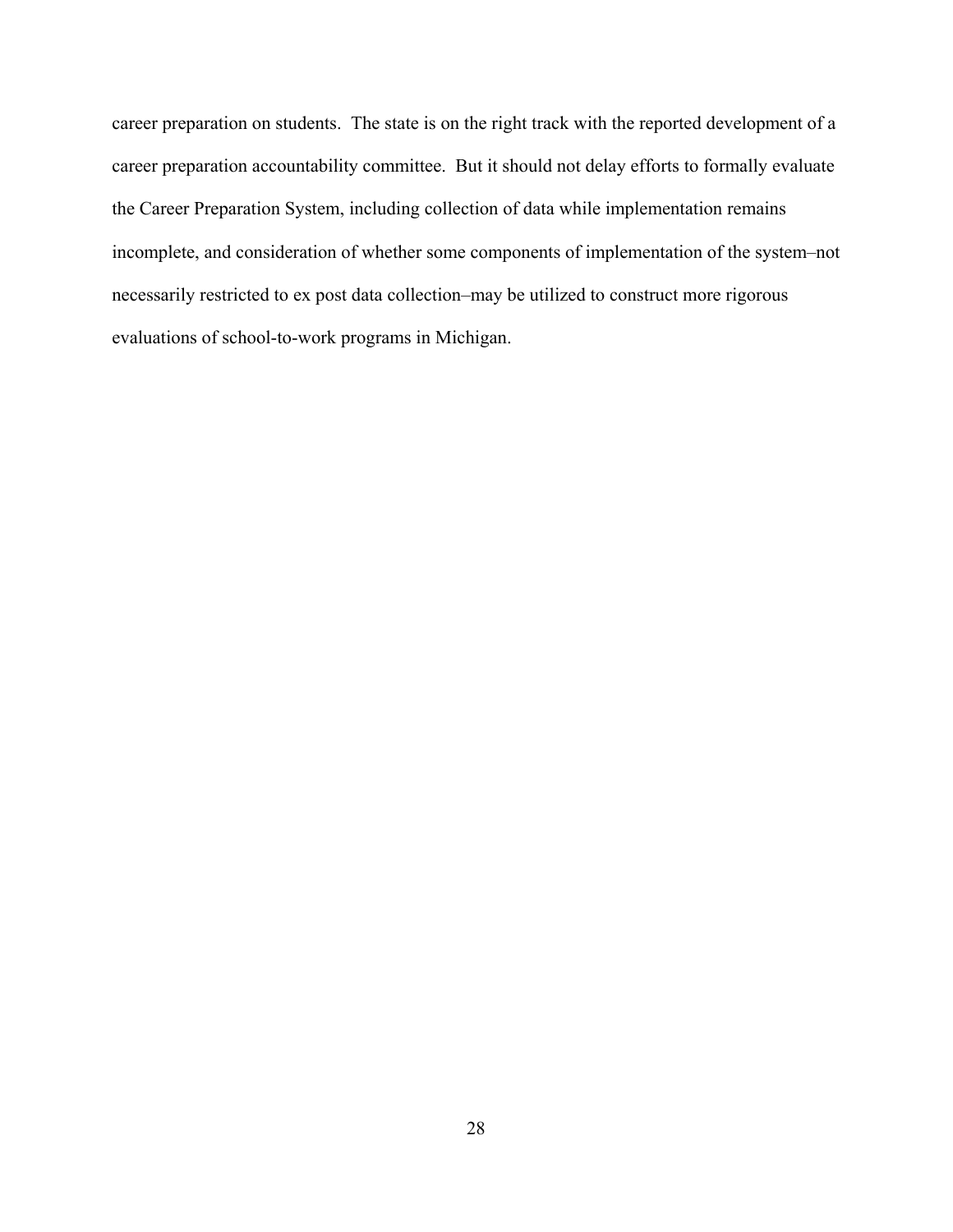career preparation on students. The state is on the right track with the reported development of a career preparation accountability committee. But it should not delay efforts to formally evaluate the Career Preparation System, including collection of data while implementation remains incomplete, and consideration of whether some components of implementation of the system–not necessarily restricted to ex post data collection–may be utilized to construct more rigorous evaluations of school-to-work programs in Michigan.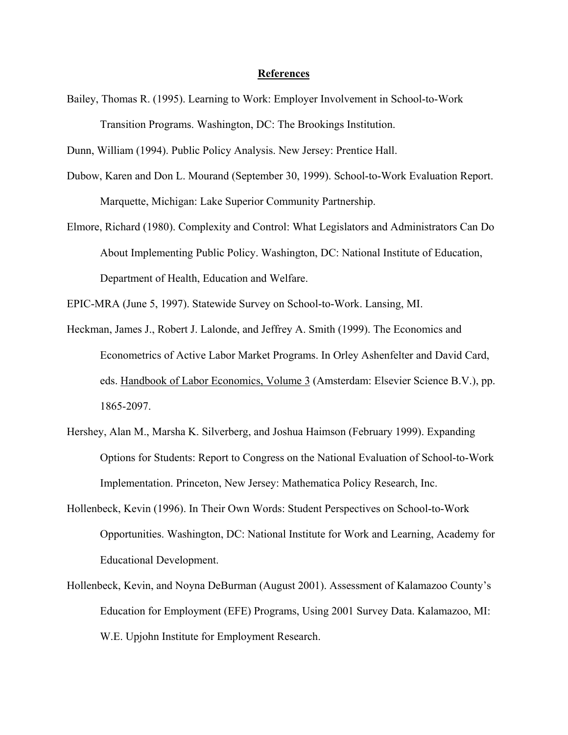## References

Bailey, Thomas R. (1995). Learning to Work: Employer Involvement in School-to-Work Transition Programs. Washington, DC: The Brookings Institution.

Dunn, William (1994). Public Policy Analysis. New Jersey: Prentice Hall.

Dubow, Karen and Don L. Mourand (September 30, 1999). School-to-Work Evaluation Report. Marquette, Michigan: Lake Superior Community Partnership.

Elmore, Richard (1980). Complexity and Control: What Legislators and Administrators Can Do About Implementing Public Policy. Washington, DC: National Institute of Education, Department of Health, Education and Welfare.

EPIC-MRA (June 5, 1997). Statewide Survey on School-to-Work. Lansing, MI.

Heckman, James J., Robert J. Lalonde, and Jeffrey A. Smith (1999). The Economics and Econometrics of Active Labor Market Programs. In Orley Ashenfelter and David Card, eds. Handbook of Labor Economics, Volume 3 (Amsterdam: Elsevier Science B.V.), pp. 1865-2097.

Hershey, Alan M., Marsha K. Silverberg, and Joshua Haimson (February 1999). Expanding Options for Students: Report to Congress on the National Evaluation of School-to-Work Implementation. Princeton, New Jersey: Mathematica Policy Research, Inc.

Hollenbeck, Kevin (1996). In Their Own Words: Student Perspectives on School-to-Work Opportunities. Washington, DC: National Institute for Work and Learning, Academy for Educational Development.

Hollenbeck, Kevin, and Noyna DeBurman (August 2001). Assessment of Kalamazoo County's Education for Employment (EFE) Programs, Using 2001 Survey Data. Kalamazoo, MI: W.E. Upjohn Institute for Employment Research.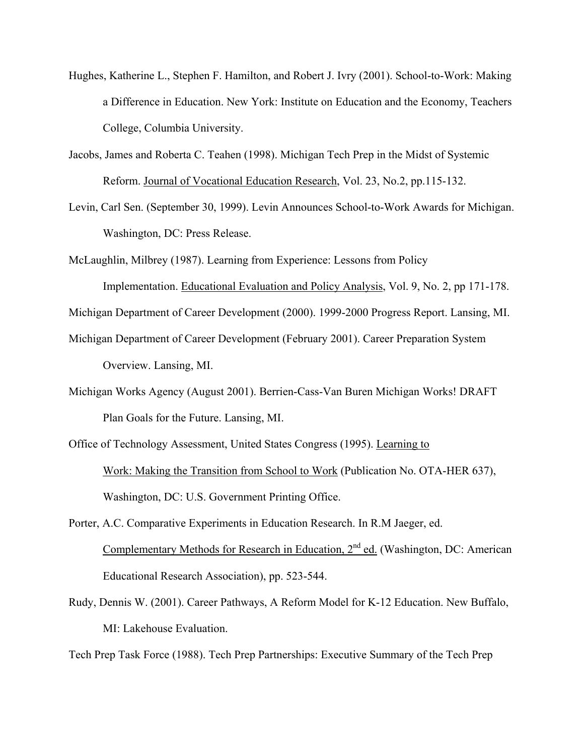Hughes, Katherine L., Stephen F. Hamilton, and Robert J. Ivry (2001). School-to-Work: Making a Difference in Education. New York: Institute on Education and the Economy, Teachers College, Columbia University.

Jacobs, James and Roberta C. Teahen (1998). Michigan Tech Prep in the Midst of Systemic Reform. Journal of Vocational Education Research, Vol. 23, No.2, pp.115-132.

Levin, Carl Sen. (September 30, 1999). Levin Announces School-to-Work Awards for Michigan. Washington, DC: Press Release.

McLaughlin, Milbrey (1987). Learning from Experience: Lessons from Policy Implementation. Educational Evaluation and Policy Analysis, Vol. 9, No. 2, pp 171-178.

Michigan Department of Career Development (2000). 1999-2000 Progress Report. Lansing, MI.

Michigan Department of Career Development (February 2001). Career Preparation System Overview. Lansing, MI.

Michigan Works Agency (August 2001). Berrien-Cass-Van Buren Michigan Works! DRAFT Plan Goals for the Future. Lansing, MI.

Office of Technology Assessment, United States Congress (1995). Learning to Work: Making the Transition from School to Work (Publication No. OTA-HER 637), Washington, DC: U.S. Government Printing Office.

Porter, A.C. Comparative Experiments in Education Research. In R.M Jaeger, ed. Complementary Methods for Research in Education, 2nd ed. (Washington, DC: American Educational Research Association), pp. 523-544.

Rudy, Dennis W. (2001). Career Pathways, A Reform Model for K-12 Education. New Buffalo, MI: Lakehouse Evaluation.

Tech Prep Task Force (1988). Tech Prep Partnerships: Executive Summary of the Tech Prep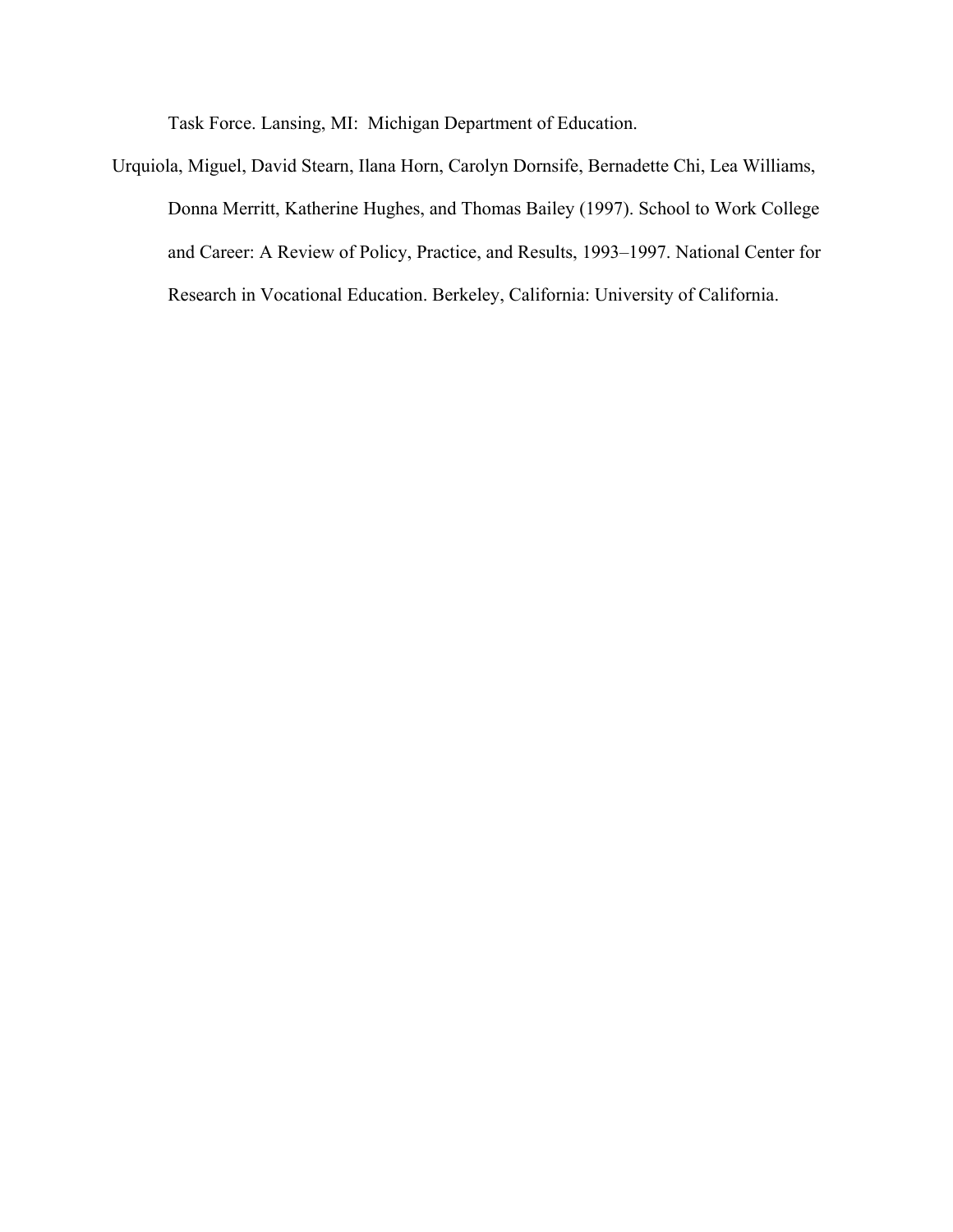Task Force. Lansing, MI: Michigan Department of Education.

Urquiola, Miguel, David Stearn, Ilana Horn, Carolyn Dornsife, Bernadette Chi, Lea Williams, Donna Merritt, Katherine Hughes, and Thomas Bailey (1997). School to Work College and Career: A Review of Policy, Practice, and Results, 1993–1997. National Center for Research in Vocational Education. Berkeley, California: University of California.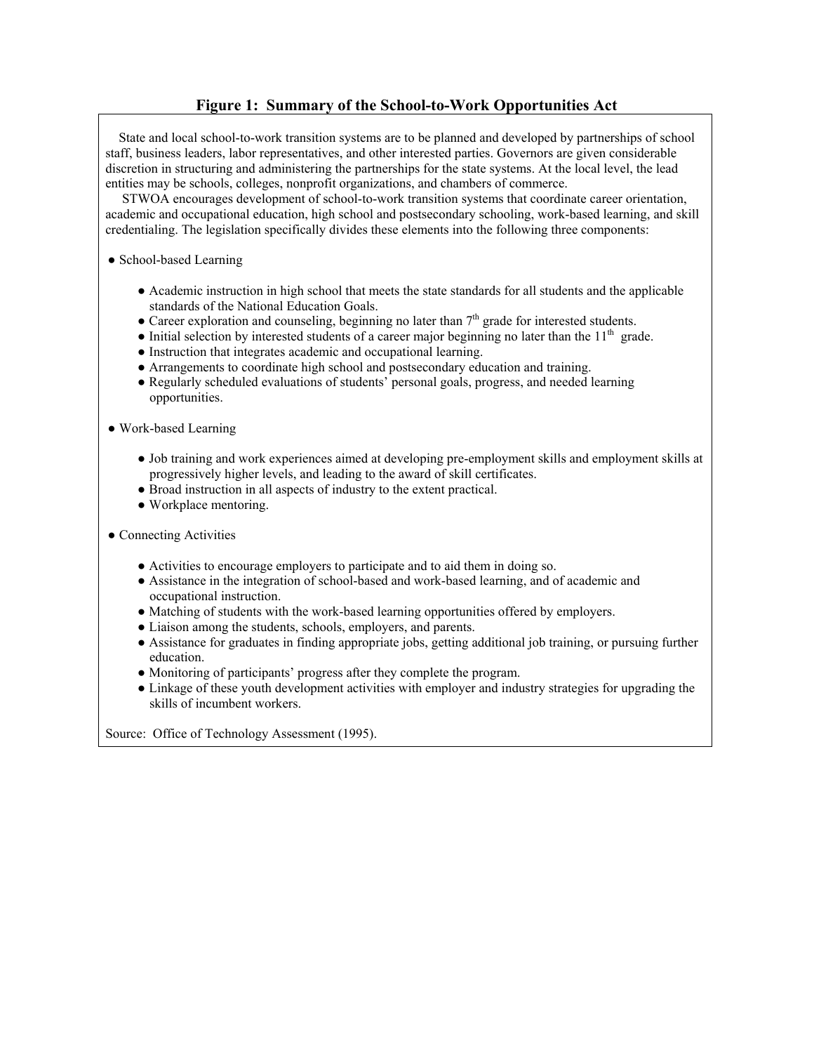**Figure 1: Summary of the School-to-Work Opportunities Act**

State and local school-to-work transition systems are to be planned and developed by partnerships of school staff, business leaders, labor representatives, and other interested parties. Governors are given considerable discretion in structuring and administering the partnerships for the state systems. At the local level, the lead entities may be schools, colleges, nonprofit organizations, and chambers of commerce.

STWOA encourages development of school-to-work transition systems that coordinate career orientation, academic and occupational education, high school and postsecondary schooling, work-based learning, and skill credentialing. The legislation specifically divides these elements into the following three components:

- School-based Learning
  - Academic instruction in high school that meets the state standards for all students and the applicable standards of the National Education Goals.
  - Career exploration and counseling, beginning no later than 7th grade for interested students.
  - Initial selection by interested students of a career major beginning no later than the 11th grade.
  - Instruction that integrates academic and occupational learning.
  - Arrangements to coordinate high school and postsecondary education and training.
  - Regularly scheduled evaluations of students' personal goals, progress, and needed learning opportunities.
- Work-based Learning
  - Job training and work experiences aimed at developing pre-employment skills and employment skills at progressively higher levels, and leading to the award of skill certificates.
  - Broad instruction in all aspects of industry to the extent practical.
  - Workplace mentoring.
- Connecting Activities
  - Activities to encourage employers to participate and to aid them in doing so.
  - Assistance in the integration of school-based and work-based learning, and of academic and occupational instruction.
  - Matching of students with the work-based learning opportunities offered by employers.
  - Liaison among the students, schools, employers, and parents.
  - Assistance for graduates in finding appropriate jobs, getting additional job training, or pursuing further education.
  - Monitoring of participants' progress after they complete the program.
  - Linkage of these youth development activities with employer and industry strategies for upgrading the skills of incumbent workers.

Source: Office of Technology Assessment (1995).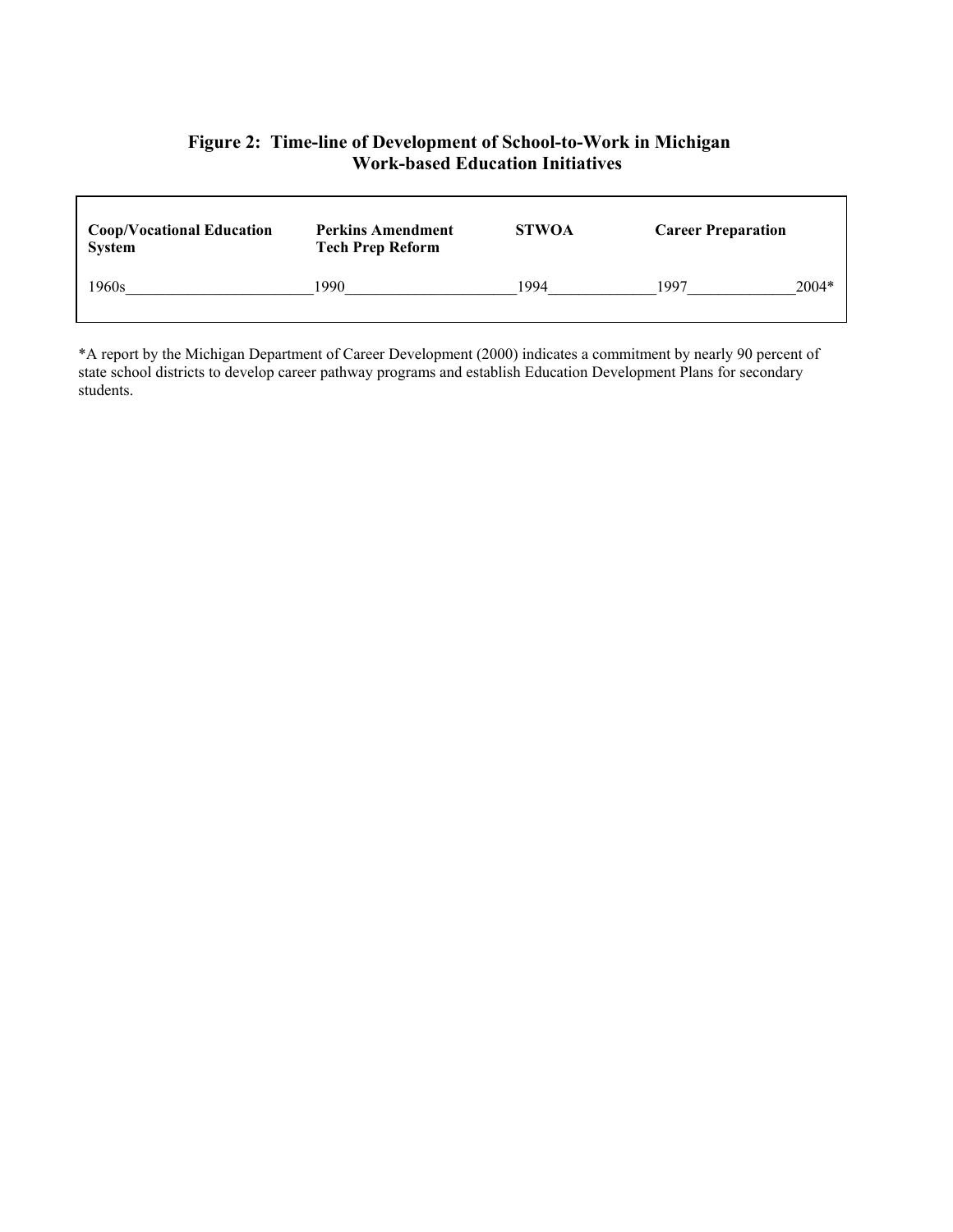**Figure 2: Time-line of Development of School-to-Work in Michigan Work-based Education Initiatives**

| Coop/Vocational Education System | Perkins Amendment Tech Prep Reform | STWOA | Career Preparation | |
|---|---|---|---|---|
| 1960s | 1990 | 1994 | 1997 | 2004* |

*A report by the Michigan Department of Career Development (2000) indicates a commitment by nearly 90 percent of state school districts to develop career pathway programs and establish Education Development Plans for secondary students.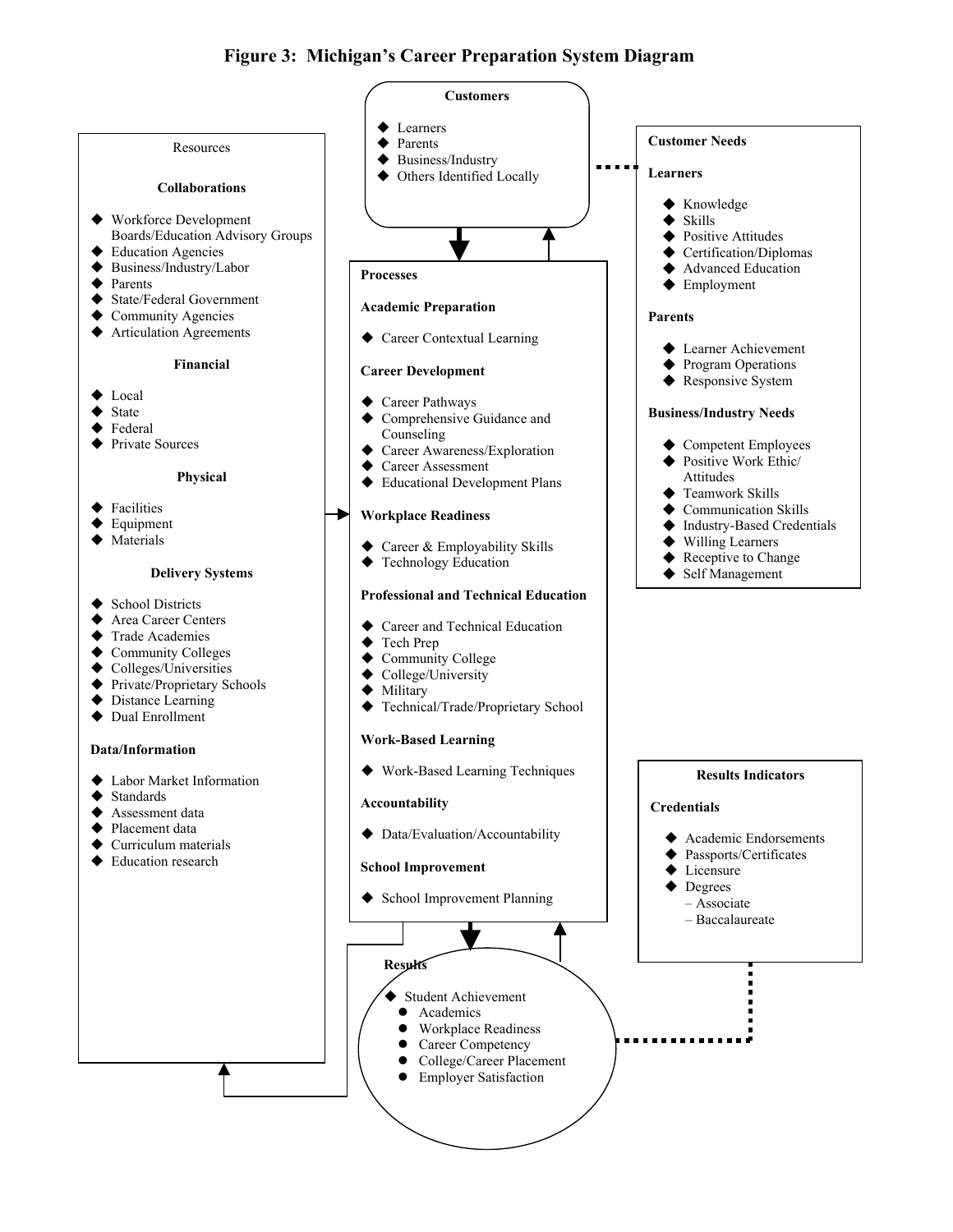# Figure 3: Michigan's Career Preparation System Diagram

**Customers**

- Learners
- Parents
- Business/Industry
- Others Identified Locally

Resources

**Collaborations**

- Workforce Development Boards/Education Advisory Groups
- Education Agencies
- Business/Industry/Labor
- Parents
- State/Federal Government
- Community Agencies
- Articulation Agreements

**Financial**

- Local
- State
- Federal
- Private Sources

**Physical**

- Facilities
- Equipment
- Materials

**Delivery Systems**

- School Districts
- Area Career Centers
- Trade Academies
- Community Colleges
- Colleges/Universities
- Private/Proprietary Schools
- Distance Learning
- Dual Enrollment

**Data/Information**

- Labor Market Information
- Standards
- Assessment data
- Placement data
- Curriculum materials
- Education research

**Processes**

**Academic Preparation**

- Career Contextual Learning

**Career Development**

- Career Pathways
- Comprehensive Guidance and Counseling
- Career Awareness/Exploration
- Career Assessment
- Educational Development Plans

**Workplace Readiness**

- Career & Employability Skills
- Technology Education

**Professional and Technical Education**

- Career and Technical Education
- Tech Prep
- Community College
- College/University
- Military
- Technical/Trade/Proprietary School

**Work-Based Learning**

- Work-Based Learning Techniques

**Accountability**

- Data/Evaluation/Accountability

**School Improvement**

- School Improvement Planning

**Customer Needs**

**Learners**

- Knowledge
- Skills
- Positive Attitudes
- Certification/Diplomas
- Advanced Education
- Employment

**Parents**

- Learner Achievement
- Program Operations
- Responsive System

**Business/Industry Needs**

- Competent Employees
- Positive Work Ethic/ Attitudes
- Teamwork Skills
- Communication Skills
- Industry-Based Credentials
- Willing Learners
- Receptive to Change
- Self Management

**Results Indicators**

**Credentials**

- Academic Endorsements
- Passports/Certificates
- Licensure
- Degrees
  - Associate
  - Baccalaureate

**Results**

- Student Achievement
  - Academics
  - Workplace Readiness
  - Career Competency
  - College/Career Placement
  - Employer Satisfaction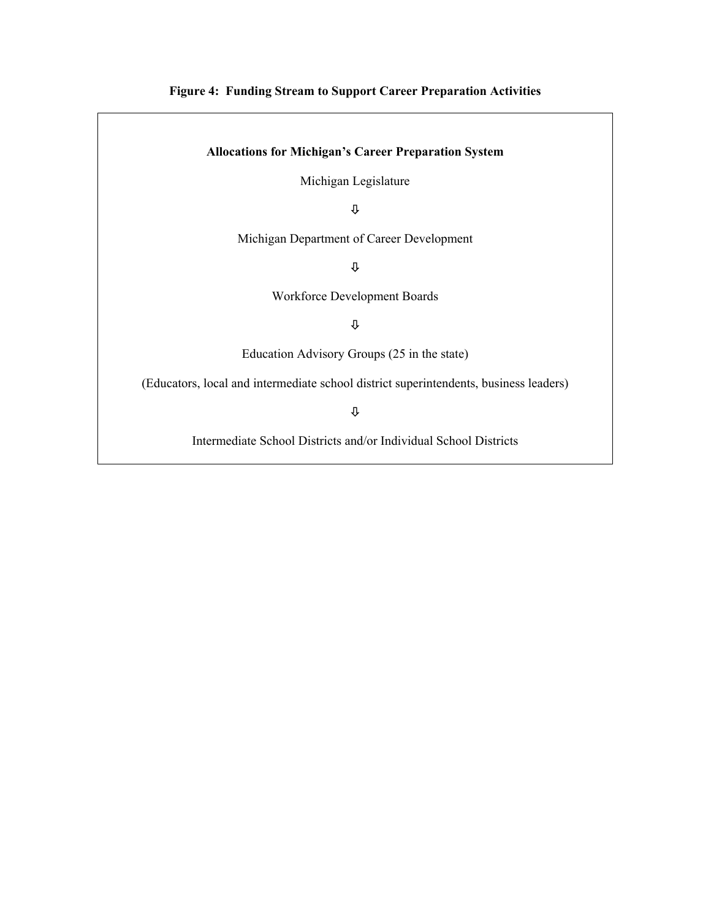**Figure 4: Funding Stream to Support Career Preparation Activities**

**Allocations for Michigan's Career Preparation System**

Michigan Legislature

⇩

Michigan Department of Career Development

⇩

Workforce Development Boards

⇩

Education Advisory Groups (25 in the state)

(Educators, local and intermediate school district superintendents, business leaders)

⇩

Intermediate School Districts and/or Individual School Districts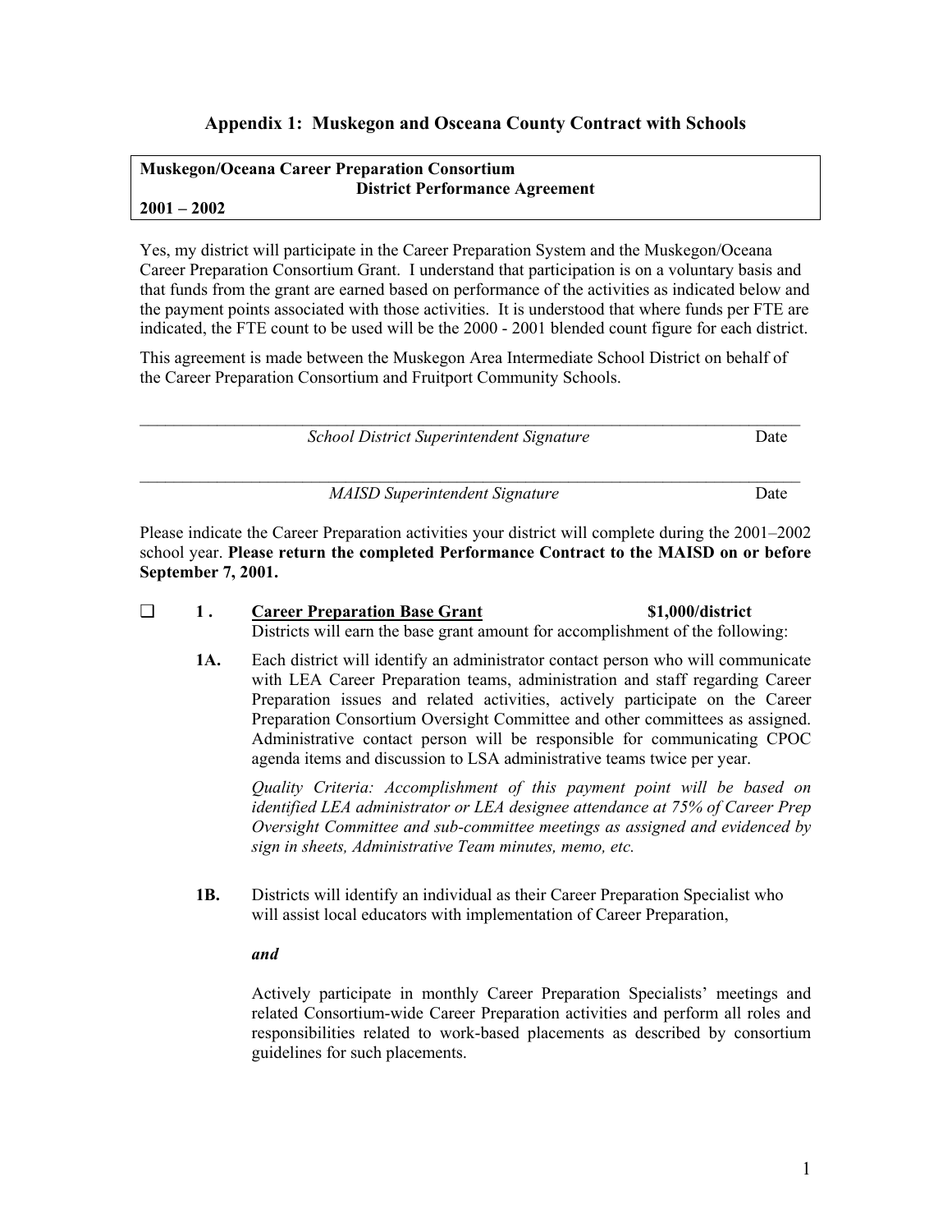## Appendix 1: Muskegon and Osceana County Contract with Schools

**Muskegon/Oceana Career Preparation Consortium**
**District Performance Agreement**
**2001 – 2002**

Yes, my district will participate in the Career Preparation System and the Muskegon/Oceana Career Preparation Consortium Grant. I understand that participation is on a voluntary basis and that funds from the grant are earned based on performance of the activities as indicated below and the payment points associated with those activities. It is understood that where funds per FTE are indicated, the FTE count to be used will be the 2000 - 2001 blended count figure for each district.

This agreement is made between the Muskegon Area Intermediate School District on behalf of the Career Preparation Consortium and Fruitport Community Schools.

\_\_\_\_\_\_\_\_\_\_\_\_\_\_\_\_\_\_\_\_\_\_\_\_\_\_\_\_\_\_\_\_\_\_\_\_\_\_\_\_\_\_\_\_\_\_\_\_\_\_\_\_\_\_\_\_\_\_\_\_\_\_\_\_\_\_\_\_\_\_
*School District Superintendent Signature* Date

\_\_\_\_\_\_\_\_\_\_\_\_\_\_\_\_\_\_\_\_\_\_\_\_\_\_\_\_\_\_\_\_\_\_\_\_\_\_\_\_\_\_\_\_\_\_\_\_\_\_\_\_\_\_\_\_\_\_\_\_\_\_\_\_\_\_\_\_\_\_
*MAISD Superintendent Signature* Date

Please indicate the Career Preparation activities your district will complete during the 2001–2002 school year. **Please return the completed Performance Contract to the MAISD on or before September 7, 2001.**

❑ **1 .** **Career Preparation Base Grant** **$1,000/district**
Districts will earn the base grant amount for accomplishment of the following:

**1A.** Each district will identify an administrator contact person who will communicate with LEA Career Preparation teams, administration and staff regarding Career Preparation issues and related activities, actively participate on the Career Preparation Consortium Oversight Committee and other committees as assigned. Administrative contact person will be responsible for communicating CPOC agenda items and discussion to LSA administrative teams twice per year.

*Quality Criteria: Accomplishment of this payment point will be based on identified LEA administrator or LEA designee attendance at 75% of Career Prep Oversight Committee and sub-committee meetings as assigned and evidenced by sign in sheets, Administrative Team minutes, memo, etc.*

**1B.** Districts will identify an individual as their Career Preparation Specialist who will assist local educators with implementation of Career Preparation,

***and***

Actively participate in monthly Career Preparation Specialists' meetings and related Consortium-wide Career Preparation activities and perform all roles and responsibilities related to work-based placements as described by consortium guidelines for such placements.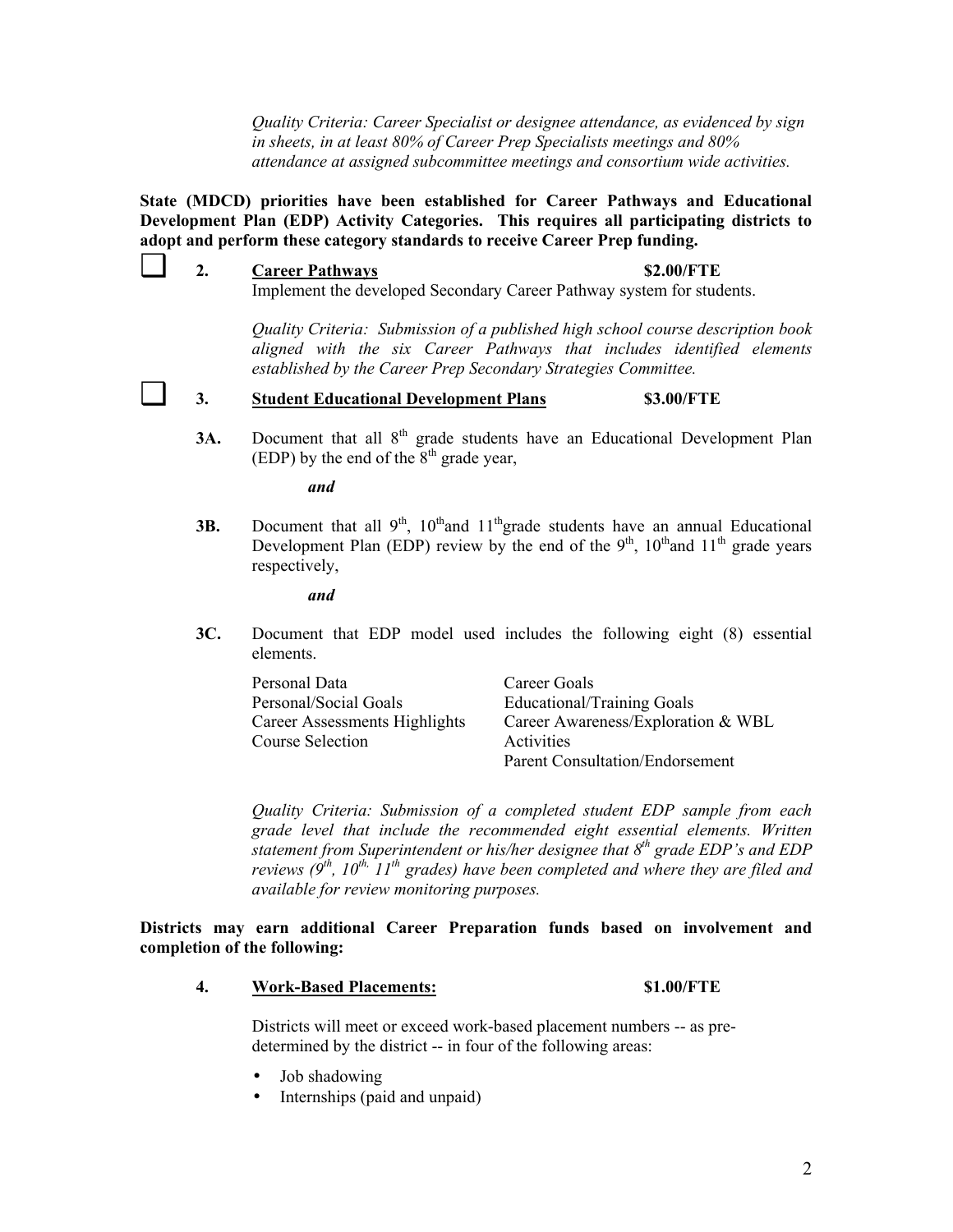*Quality Criteria: Career Specialist or designee attendance, as evidenced by sign in sheets, in at least 80% of Career Prep Specialists meetings and 80% attendance at assigned subcommittee meetings and consortium wide activities.*

**State (MDCD) priorities have been established for Career Pathways and Educational Development Plan (EDP) Activity Categories. This requires all participating districts to adopt and perform these category standards to receive Career Prep funding.**

❑ **2. <u>Career Pathways</u> $2.00/FTE**

Implement the developed Secondary Career Pathway system for students.

*Quality Criteria: Submission of a published high school course description book aligned with the six Career Pathways that includes identified elements established by the Career Prep Secondary Strategies Committee.*

❑ **3. <u>Student Educational Development Plans</u> $3.00/FTE**

**3A.** Document that all 8th grade students have an Educational Development Plan (EDP) by the end of the 8th grade year,

***and***

**3B.** Document that all 9th, 10th and 11th grade students have an annual Educational Development Plan (EDP) review by the end of the 9th, 10th and 11th grade years respectively,

***and***

**3C.** Document that EDP model used includes the following eight (8) essential elements.

| | |
|---|---|
| Personal Data | Career Goals |
| Personal/Social Goals | Educational/Training Goals |
| Career Assessments Highlights | Career Awareness/Exploration & WBL |
| Course Selection | Activities |
| | Parent Consultation/Endorsement |

*Quality Criteria: Submission of a completed student EDP sample from each grade level that include the recommended eight essential elements. Written statement from Superintendent or his/her designee that 8th grade EDP's and EDP reviews (9th, 10th, 11th grades) have been completed and where they are filed and available for review monitoring purposes.*

**Districts may earn additional Career Preparation funds based on involvement and completion of the following:**

**4. <u>Work-Based Placements:</u> $1.00/FTE**

Districts will meet or exceed work-based placement numbers -- as pre-determined by the district -- in four of the following areas:

- Job shadowing
- Internships (paid and unpaid)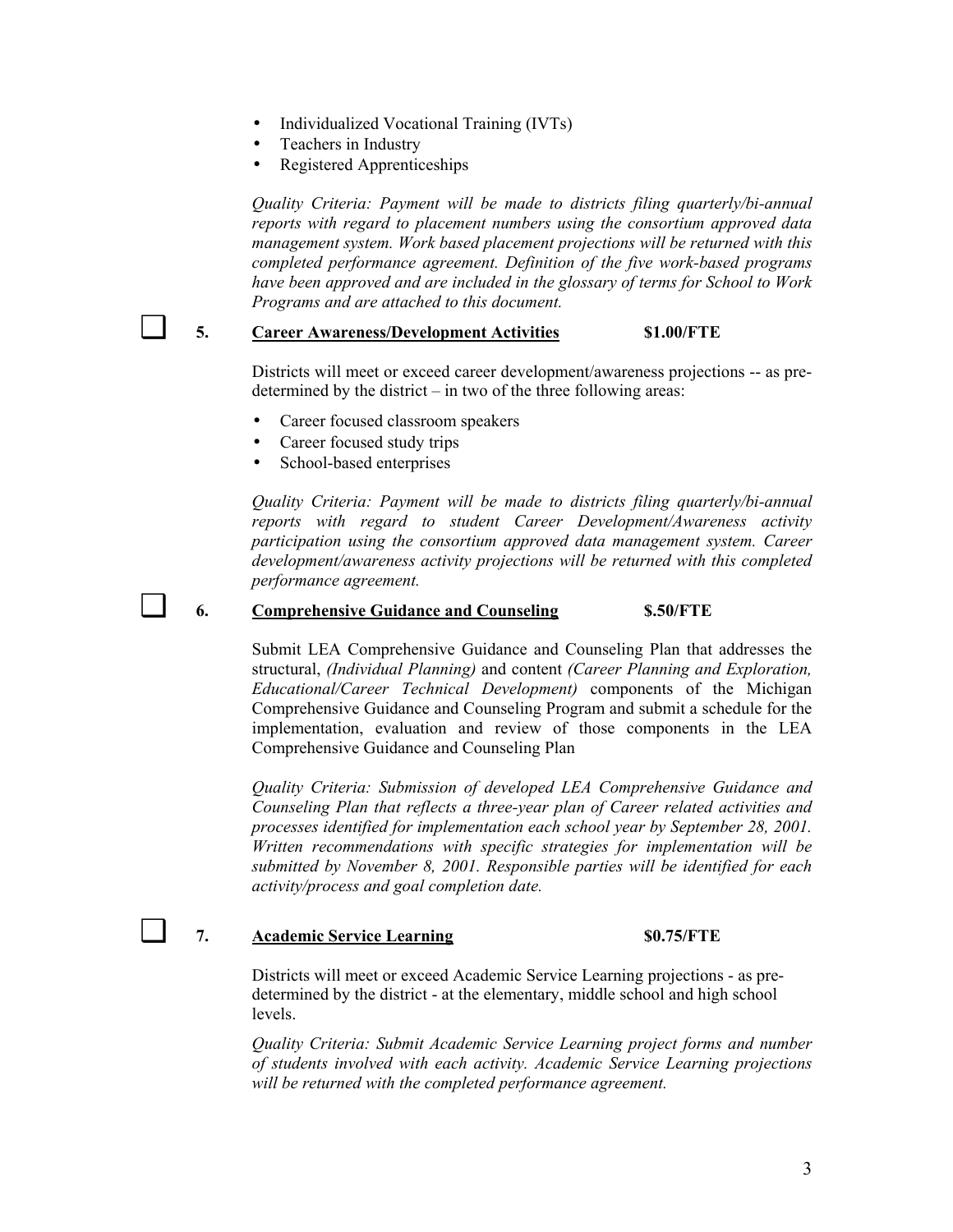- Individualized Vocational Training (IVTs)
- Teachers in Industry
- Registered Apprenticeships

*Quality Criteria: Payment will be made to districts filing quarterly/bi-annual reports with regard to placement numbers using the consortium approved data management system. Work based placement projections will be returned with this completed performance agreement. Definition of the five work-based programs have been approved and are included in the glossary of terms for School to Work Programs and are attached to this document.*

☐ **5. Career Awareness/Development Activities** **$1.00/FTE**

Districts will meet or exceed career development/awareness projections -- as pre-determined by the district – in two of the three following areas:

- Career focused classroom speakers
- Career focused study trips
- School-based enterprises

*Quality Criteria: Payment will be made to districts filing quarterly/bi-annual reports with regard to student Career Development/Awareness activity participation using the consortium approved data management system. Career development/awareness activity projections will be returned with this completed performance agreement.*

☐ **6. Comprehensive Guidance and Counseling** **$.50/FTE**

Submit LEA Comprehensive Guidance and Counseling Plan that addresses the structural, *(Individual Planning)* and content *(Career Planning and Exploration, Educational/Career Technical Development)* components of the Michigan Comprehensive Guidance and Counseling Program and submit a schedule for the implementation, evaluation and review of those components in the LEA Comprehensive Guidance and Counseling Plan

*Quality Criteria: Submission of developed LEA Comprehensive Guidance and Counseling Plan that reflects a three-year plan of Career related activities and processes identified for implementation each school year by September 28, 2001. Written recommendations with specific strategies for implementation will be submitted by November 8, 2001. Responsible parties will be identified for each activity/process and goal completion date.*

☐ **7. Academic Service Learning** **$0.75/FTE**

Districts will meet or exceed Academic Service Learning projections - as pre-determined by the district - at the elementary, middle school and high school levels.

*Quality Criteria: Submit Academic Service Learning project forms and number of students involved with each activity. Academic Service Learning projections will be returned with the completed performance agreement.*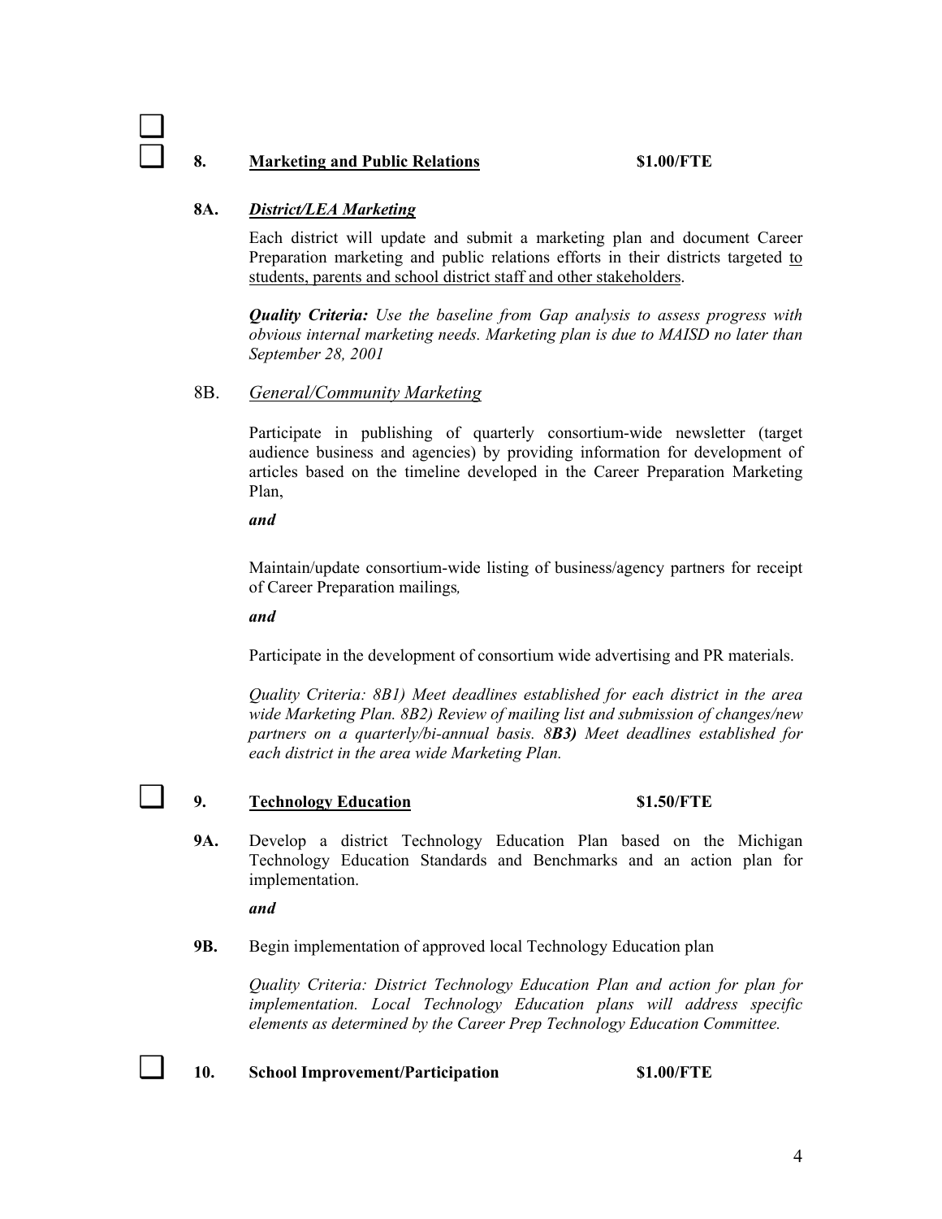☐

☐ **8.** **Marketing and Public Relations** **$1.00/FTE**

**8A.** ***District/LEA Marketing***

Each district will update and submit a marketing plan and document Career Preparation marketing and public relations efforts in their districts targeted to students, parents and school district staff and other stakeholders.

***Quality Criteria:*** *Use the baseline from Gap analysis to assess progress with obvious internal marketing needs. Marketing plan is due to MAISD no later than September 28, 2001*

8B. *General/Community Marketing*

Participate in publishing of quarterly consortium-wide newsletter (target audience business and agencies) by providing information for development of articles based on the timeline developed in the Career Preparation Marketing Plan,

***and***

Maintain/update consortium-wide listing of business/agency partners for receipt of Career Preparation mailings,

***and***

Participate in the development of consortium wide advertising and PR materials.

*Quality Criteria: 8B1) Meet deadlines established for each district in the area wide Marketing Plan. 8B2) Review of mailing list and submission of changes/new partners on a quarterly/bi-annual basis. 8**B3)** Meet deadlines established for each district in the area wide Marketing Plan.*

☐ **9.** **Technology Education** **$1.50/FTE**

**9A.** Develop a district Technology Education Plan based on the Michigan Technology Education Standards and Benchmarks and an action plan for implementation.

***and***

**9B.** Begin implementation of approved local Technology Education plan

*Quality Criteria: District Technology Education Plan and action for plan for implementation. Local Technology Education plans will address specific elements as determined by the Career Prep Technology Education Committee.*

☐ **10.** **School Improvement/Participation** **$1.00/FTE**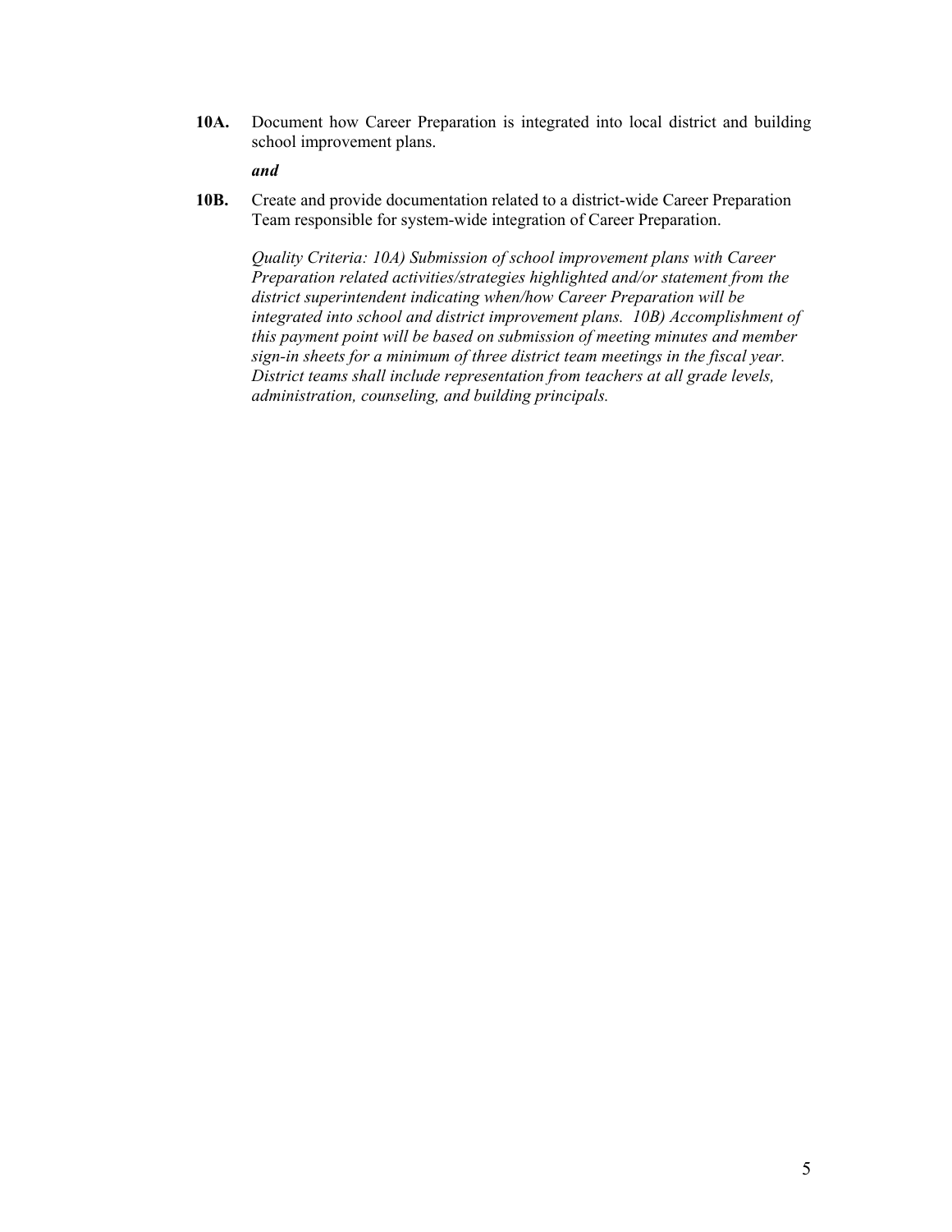**10A.** Document how Career Preparation is integrated into local district and building school improvement plans.

***and***

**10B.** Create and provide documentation related to a district-wide Career Preparation Team responsible for system-wide integration of Career Preparation.

*Quality Criteria: 10A) Submission of school improvement plans with Career Preparation related activities/strategies highlighted and/or statement from the district superintendent indicating when/how Career Preparation will be integrated into school and district improvement plans. 10B) Accomplishment of this payment point will be based on submission of meeting minutes and member sign-in sheets for a minimum of three district team meetings in the fiscal year. District teams shall include representation from teachers at all grade levels, administration, counseling, and building principals.*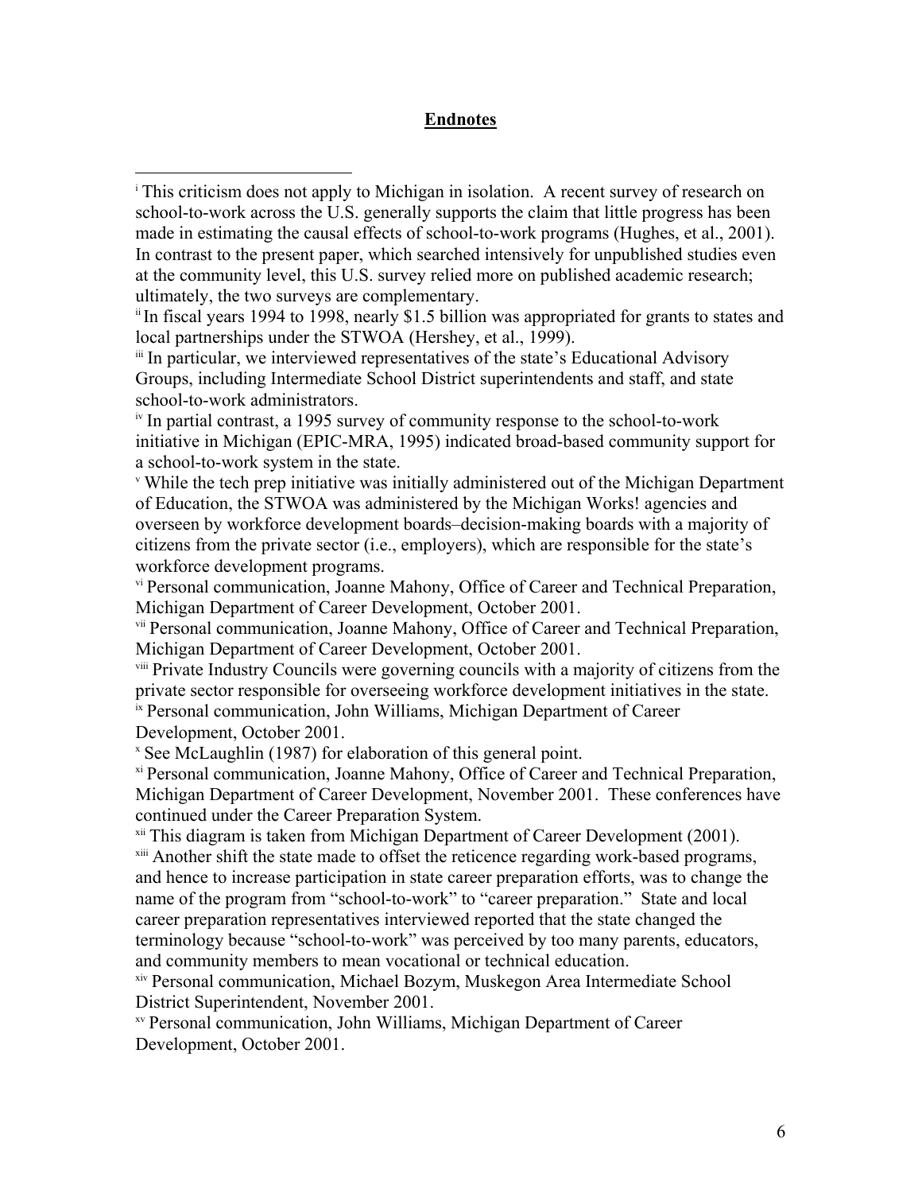## Endnotes

[i] This criticism does not apply to Michigan in isolation. A recent survey of research on school-to-work across the U.S. generally supports the claim that little progress has been made in estimating the causal effects of school-to-work programs (Hughes, et al., 2001). In contrast to the present paper, which searched intensively for unpublished studies even at the community level, this U.S. survey relied more on published academic research; ultimately, the two surveys are complementary.

[ii] In fiscal years 1994 to 1998, nearly $1.5 billion was appropriated for grants to states and local partnerships under the STWOA (Hershey, et al., 1999).

[iii] In particular, we interviewed representatives of the state's Educational Advisory Groups, including Intermediate School District superintendents and staff, and state school-to-work administrators.

[iv] In partial contrast, a 1995 survey of community response to the school-to-work initiative in Michigan (EPIC-MRA, 1995) indicated broad-based community support for a school-to-work system in the state.

[v] While the tech prep initiative was initially administered out of the Michigan Department of Education, the STWOA was administered by the Michigan Works! agencies and overseen by workforce development boards–decision-making boards with a majority of citizens from the private sector (i.e., employers), which are responsible for the state's workforce development programs.

[vi] Personal communication, Joanne Mahony, Office of Career and Technical Preparation, Michigan Department of Career Development, October 2001.

[vii] Personal communication, Joanne Mahony, Office of Career and Technical Preparation, Michigan Department of Career Development, October 2001.

[viii] Private Industry Councils were governing councils with a majority of citizens from the private sector responsible for overseeing workforce development initiatives in the state.

[ix] Personal communication, John Williams, Michigan Department of Career Development, October 2001.

[x] See McLaughlin (1987) for elaboration of this general point.

[xi] Personal communication, Joanne Mahony, Office of Career and Technical Preparation, Michigan Department of Career Development, November 2001. These conferences have continued under the Career Preparation System.

[xii] This diagram is taken from Michigan Department of Career Development (2001).

[xiii] Another shift the state made to offset the reticence regarding work-based programs, and hence to increase participation in state career preparation efforts, was to change the name of the program from "school-to-work" to "career preparation." State and local career preparation representatives interviewed reported that the state changed the terminology because "school-to-work" was perceived by too many parents, educators, and community members to mean vocational or technical education.

[xiv] Personal communication, Michael Bozym, Muskegon Area Intermediate School District Superintendent, November 2001.

[xv] Personal communication, John Williams, Michigan Department of Career Development, October 2001.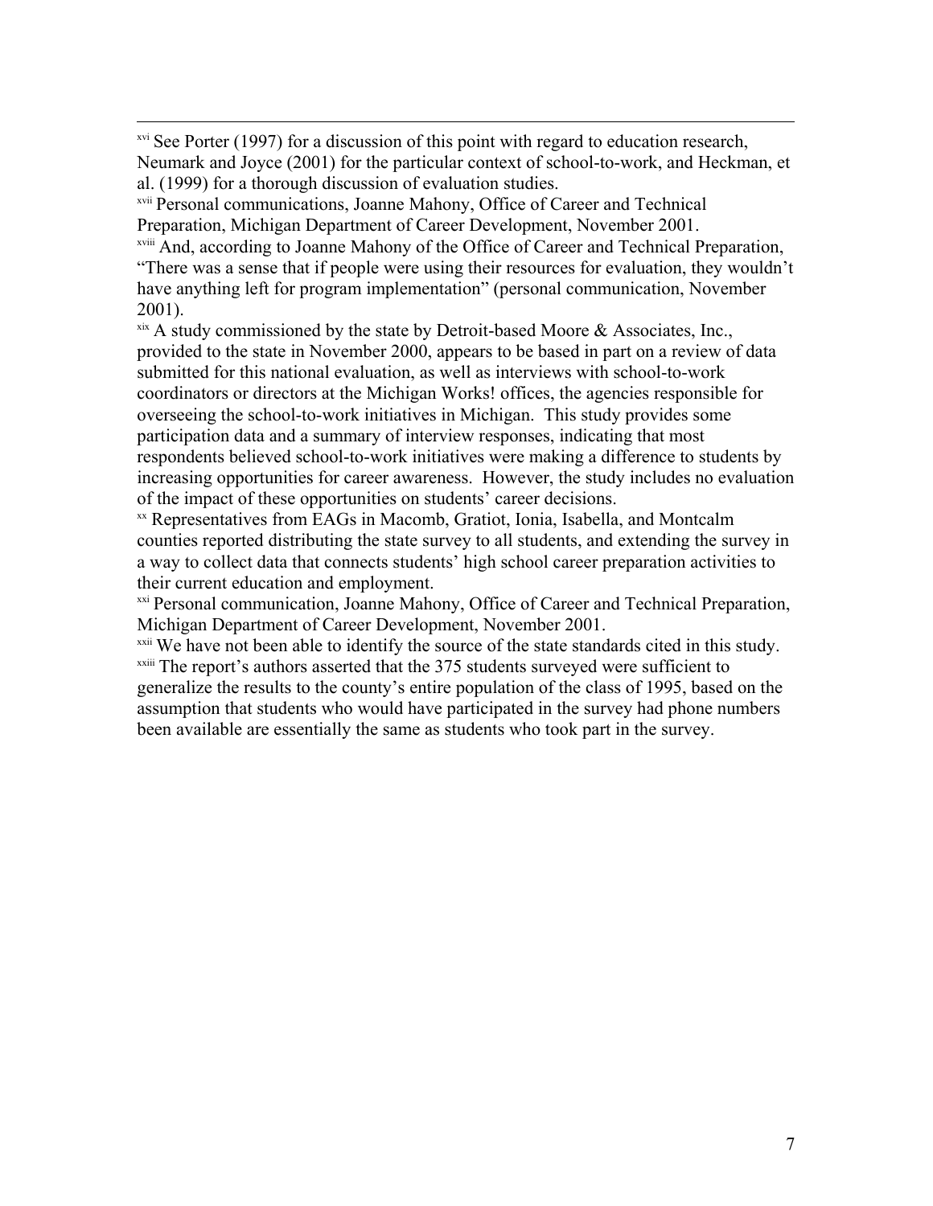[xvi] See Porter (1997) for a discussion of this point with regard to education research, Neumark and Joyce (2001) for the particular context of school-to-work, and Heckman, et al. (1999) for a thorough discussion of evaluation studies.

[xvii] Personal communications, Joanne Mahony, Office of Career and Technical Preparation, Michigan Department of Career Development, November 2001.

[xviii] And, according to Joanne Mahony of the Office of Career and Technical Preparation, "There was a sense that if people were using their resources for evaluation, they wouldn't have anything left for program implementation" (personal communication, November 2001).

[xix] A study commissioned by the state by Detroit-based Moore & Associates, Inc., provided to the state in November 2000, appears to be based in part on a review of data submitted for this national evaluation, as well as interviews with school-to-work coordinators or directors at the Michigan Works! offices, the agencies responsible for overseeing the school-to-work initiatives in Michigan. This study provides some participation data and a summary of interview responses, indicating that most respondents believed school-to-work initiatives were making a difference to students by increasing opportunities for career awareness. However, the study includes no evaluation of the impact of these opportunities on students' career decisions.

[xx] Representatives from EAGs in Macomb, Gratiot, Ionia, Isabella, and Montcalm counties reported distributing the state survey to all students, and extending the survey in a way to collect data that connects students' high school career preparation activities to their current education and employment.

[xxi] Personal communication, Joanne Mahony, Office of Career and Technical Preparation, Michigan Department of Career Development, November 2001.

[xxii] We have not been able to identify the source of the state standards cited in this study.

[xxiii] The report's authors asserted that the 375 students surveyed were sufficient to generalize the results to the county's entire population of the class of 1995, based on the assumption that students who would have participated in the survey had phone numbers been available are essentially the same as students who took part in the survey.